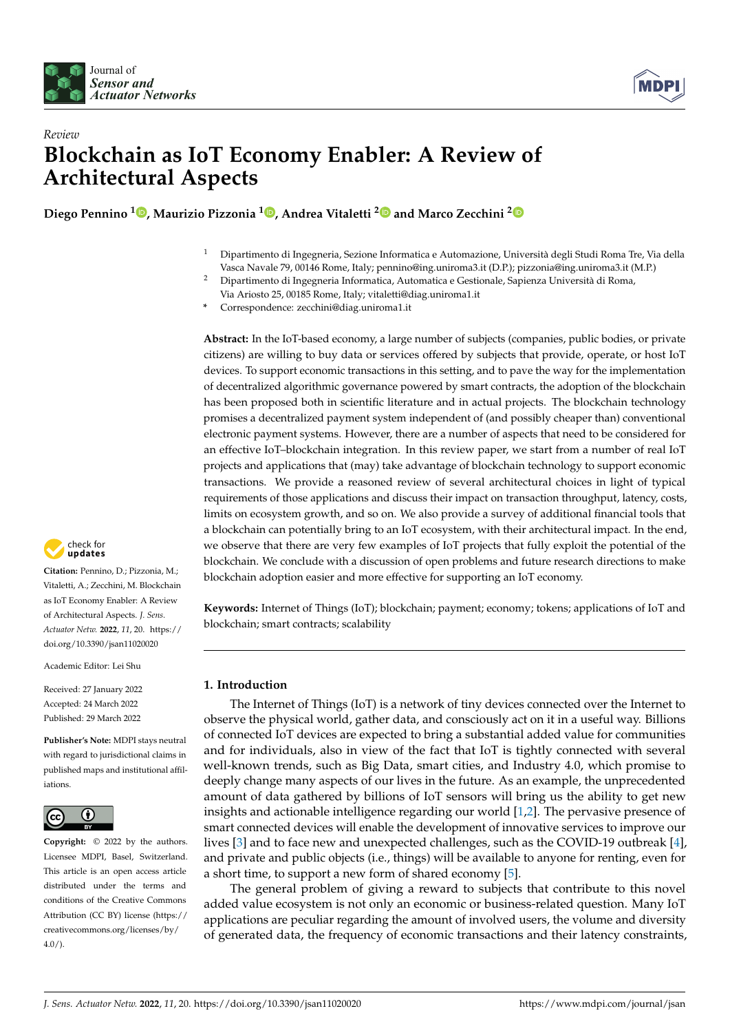*Review*

# Blockchain as IoT Economy Enabler: A Review of Architectural Aspects

**Diego Pennino [1], Maurizio Pizzonia [1], Andrea Vitaletti [2] and Marco Zecchini [2,*]**

[1] Dipartimento di Ingegneria, Sezione Informatica e Automazione, Università degli Studi Roma Tre, Via della Vasca Navale 79, 00146 Rome, Italy; pennino@ing.uniroma3.it (D.P.); pizzonia@ing.uniroma3.it (M.P.)

[2] Dipartimento di Ingegneria Informatica, Automatica e Gestionale, Sapienza Università di Roma, Via Ariosto 25, 00185 Rome, Italy; vitaletti@diag.uniroma1.it

\* Correspondence: zecchini@diag.uniroma1.it

**Abstract:** In the IoT-based economy, a large number of subjects (companies, public bodies, or private citizens) are willing to buy data or services offered by subjects that provide, operate, or host IoT devices. To support economic transactions in this setting, and to pave the way for the implementation of decentralized algorithmic governance powered by smart contracts, the adoption of the blockchain has been proposed both in scientific literature and in actual projects. The blockchain technology promises a decentralized payment system independent of (and possibly cheaper than) conventional electronic payment systems. However, there are a number of aspects that need to be considered for an effective IoT–blockchain integration. In this review paper, we start from a number of real IoT projects and applications that (may) take advantage of blockchain technology to support economic transactions. We provide a reasoned review of several architectural choices in light of typical requirements of those applications and discuss their impact on transaction throughput, latency, costs, limits on ecosystem growth, and so on. We also provide a survey of additional financial tools that a blockchain can potentially bring to an IoT ecosystem, with their architectural impact. In the end, we observe that there are very few examples of IoT projects that fully exploit the potential of the blockchain. We conclude with a discussion of open problems and future research directions to make blockchain adoption easier and more effective for supporting an IoT economy.

**Keywords:** Internet of Things (IoT); blockchain; payment; economy; tokens; applications of IoT and blockchain; smart contracts; scalability

**Citation:** Pennino, D.; Pizzonia, M.; Vitaletti, A.; Zecchini, M. Blockchain as IoT Economy Enabler: A Review of Architectural Aspects. *J. Sens. Actuator Netw.* **2022**, *11*, 20. https://doi.org/10.3390/jsan11020020

Academic Editor: Lei Shu

Received: 27 January 2022
Accepted: 24 March 2022
Published: 29 March 2022

**Publisher's Note:** MDPI stays neutral with regard to jurisdictional claims in published maps and institutional affiliations.

**Copyright:** © 2022 by the authors. Licensee MDPI, Basel, Switzerland. This article is an open access article distributed under the terms and conditions of the Creative Commons Attribution (CC BY) license (https://creativecommons.org/licenses/by/4.0/).

## 1. Introduction

The Internet of Things (IoT) is a network of tiny devices connected over the Internet to observe the physical world, gather data, and consciously act on it in a useful way. Billions of connected IoT devices are expected to bring a substantial added value for communities and for individuals, also in view of the fact that IoT is tightly connected with several well-known trends, such as Big Data, smart cities, and Industry 4.0, which promise to deeply change many aspects of our lives in the future. As an example, the unprecedented amount of data gathered by billions of IoT sensors will bring us the ability to get new insights and actionable intelligence regarding our world [1,2]. The pervasive presence of smart connected devices will enable the development of innovative services to improve our lives [3] and to face new and unexpected challenges, such as the COVID-19 outbreak [4], and private and public objects (i.e., things) will be available to anyone for renting, even for a short time, to support a new form of shared economy [5].

The general problem of giving a reward to subjects that contribute to this novel added value ecosystem is not only an economic or business-related question. Many IoT applications are peculiar regarding the amount of involved users, the volume and diversity of generated data, the frequency of economic transactions and their latency constraints,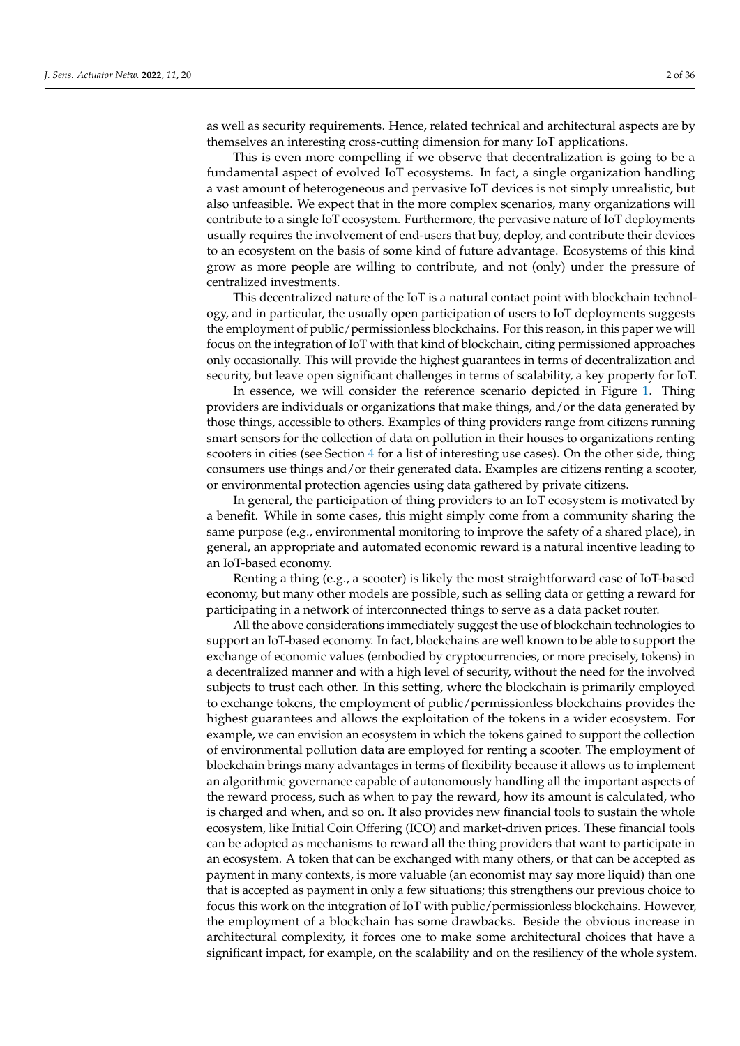as well as security requirements. Hence, related technical and architectural aspects are by themselves an interesting cross-cutting dimension for many IoT applications.

This is even more compelling if we observe that decentralization is going to be a fundamental aspect of evolved IoT ecosystems. In fact, a single organization handling a vast amount of heterogeneous and pervasive IoT devices is not simply unrealistic, but also unfeasible. We expect that in the more complex scenarios, many organizations will contribute to a single IoT ecosystem. Furthermore, the pervasive nature of IoT deployments usually requires the involvement of end-users that buy, deploy, and contribute their devices to an ecosystem on the basis of some kind of future advantage. Ecosystems of this kind grow as more people are willing to contribute, and not (only) under the pressure of centralized investments.

This decentralized nature of the IoT is a natural contact point with blockchain technology, and in particular, the usually open participation of users to IoT deployments suggests the employment of public/permissionless blockchains. For this reason, in this paper we will focus on the integration of IoT with that kind of blockchain, citing permissioned approaches only occasionally. This will provide the highest guarantees in terms of decentralization and security, but leave open significant challenges in terms of scalability, a key property for IoT.

In essence, we will consider the reference scenario depicted in Figure 1. Thing providers are individuals or organizations that make things, and/or the data generated by those things, accessible to others. Examples of thing providers range from citizens running smart sensors for the collection of data on pollution in their houses to organizations renting scooters in cities (see Section 4 for a list of interesting use cases). On the other side, thing consumers use things and/or their generated data. Examples are citizens renting a scooter, or environmental protection agencies using data gathered by private citizens.

In general, the participation of thing providers to an IoT ecosystem is motivated by a benefit. While in some cases, this might simply come from a community sharing the same purpose (e.g., environmental monitoring to improve the safety of a shared place), in general, an appropriate and automated economic reward is a natural incentive leading to an IoT-based economy.

Renting a thing (e.g., a scooter) is likely the most straightforward case of IoT-based economy, but many other models are possible, such as selling data or getting a reward for participating in a network of interconnected things to serve as a data packet router.

All the above considerations immediately suggest the use of blockchain technologies to support an IoT-based economy. In fact, blockchains are well known to be able to support the exchange of economic values (embodied by cryptocurrencies, or more precisely, tokens) in a decentralized manner and with a high level of security, without the need for the involved subjects to trust each other. In this setting, where the blockchain is primarily employed to exchange tokens, the employment of public/permissionless blockchains provides the highest guarantees and allows the exploitation of the tokens in a wider ecosystem. For example, we can envision an ecosystem in which the tokens gained to support the collection of environmental pollution data are employed for renting a scooter. The employment of blockchain brings many advantages in terms of flexibility because it allows us to implement an algorithmic governance capable of autonomously handling all the important aspects of the reward process, such as when to pay the reward, how its amount is calculated, who is charged and when, and so on. It also provides new financial tools to sustain the whole ecosystem, like Initial Coin Offering (ICO) and market-driven prices. These financial tools can be adopted as mechanisms to reward all the thing providers that want to participate in an ecosystem. A token that can be exchanged with many others, or that can be accepted as payment in many contexts, is more valuable (an economist may say more liquid) than one that is accepted as payment in only a few situations; this strengthens our previous choice to focus this work on the integration of IoT with public/permissionless blockchains. However, the employment of a blockchain has some drawbacks. Beside the obvious increase in architectural complexity, it forces one to make some architectural choices that have a significant impact, for example, on the scalability and on the resiliency of the whole system.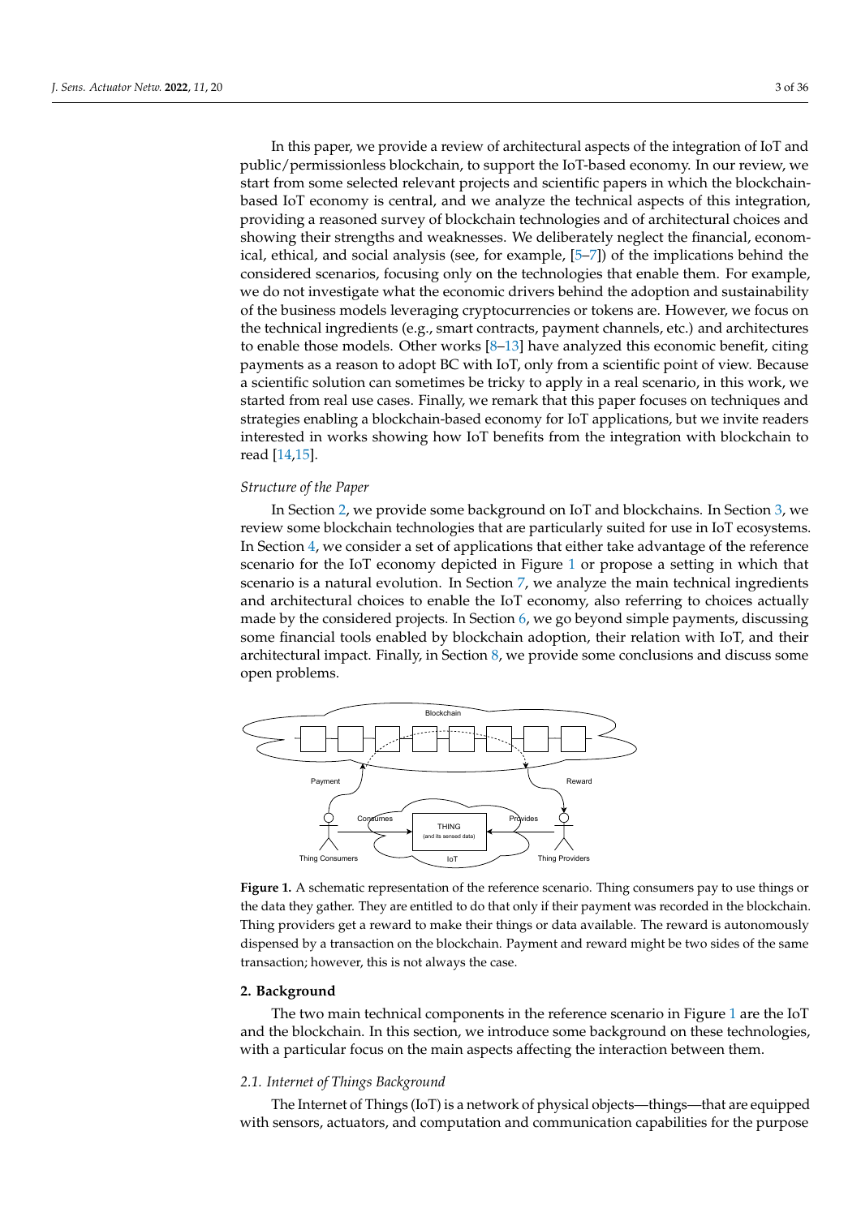In this paper, we provide a review of architectural aspects of the integration of IoT and public/permissionless blockchain, to support the IoT-based economy. In our review, we start from some selected relevant projects and scientific papers in which the blockchain-based IoT economy is central, and we analyze the technical aspects of this integration, providing a reasoned survey of blockchain technologies and of architectural choices and showing their strengths and weaknesses. We deliberately neglect the financial, economical, ethical, and social analysis (see, for example, [5–7]) of the implications behind the considered scenarios, focusing only on the technologies that enable them. For example, we do not investigate what the economic drivers behind the adoption and sustainability of the business models leveraging cryptocurrencies or tokens are. However, we focus on the technical ingredients (e.g., smart contracts, payment channels, etc.) and architectures to enable those models. Other works [8–13] have analyzed this economic benefit, citing payments as a reason to adopt BC with IoT, only from a scientific point of view. Because a scientific solution can sometimes be tricky to apply in a real scenario, in this work, we started from real use cases. Finally, we remark that this paper focuses on techniques and strategies enabling a blockchain-based economy for IoT applications, but we invite readers interested in works showing how IoT benefits from the integration with blockchain to read [14,15].

*Structure of the Paper*

In Section 2, we provide some background on IoT and blockchains. In Section 3, we review some blockchain technologies that are particularly suited for use in IoT ecosystems. In Section 4, we consider a set of applications that either take advantage of the reference scenario for the IoT economy depicted in Figure 1 or propose a setting in which that scenario is a natural evolution. In Section 7, we analyze the main technical ingredients and architectural choices to enable the IoT economy, also referring to choices actually made by the considered projects. In Section 6, we go beyond simple payments, discussing some financial tools enabled by blockchain adoption, their relation with IoT, and their architectural impact. Finally, in Section 8, we provide some conclusions and discuss some open problems.

**Figure 1.** A schematic representation of the reference scenario. Thing consumers pay to use things or the data they gather. They are entitled to do that only if their payment was recorded in the blockchain. Thing providers get a reward to make their things or data available. The reward is autonomously dispensed by a transaction on the blockchain. Payment and reward might be two sides of the same transaction; however, this is not always the case.

## 2. Background

The two main technical components in the reference scenario in Figure 1 are the IoT and the blockchain. In this section, we introduce some background on these technologies, with a particular focus on the main aspects affecting the interaction between them.

### 2.1. Internet of Things Background

The Internet of Things (IoT) is a network of physical objects—things—that are equipped with sensors, actuators, and computation and communication capabilities for the purpose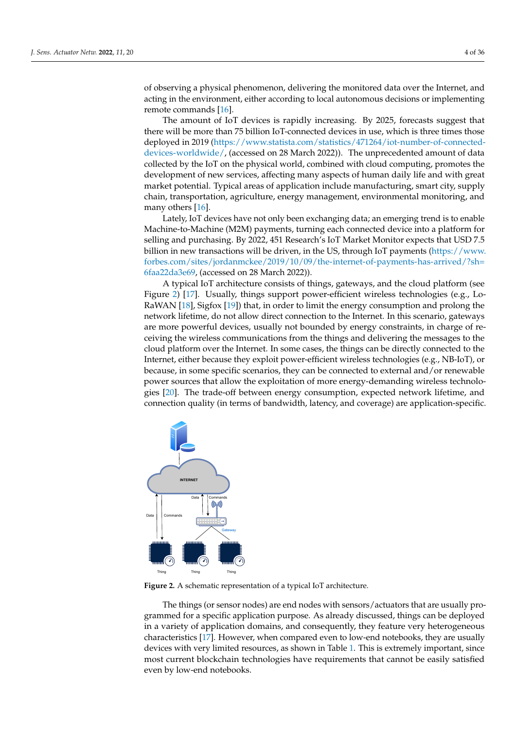of observing a physical phenomenon, delivering the monitored data over the Internet, and acting in the environment, either according to local autonomous decisions or implementing remote commands [16].

The amount of IoT devices is rapidly increasing. By 2025, forecasts suggest that there will be more than 75 billion IoT-connected devices in use, which is three times those deployed in 2019 (https://www.statista.com/statistics/471264/iot-number-of-connected-devices-worldwide/, (accessed on 28 March 2022)). The unprecedented amount of data collected by the IoT on the physical world, combined with cloud computing, promotes the development of new services, affecting many aspects of human daily life and with great market potential. Typical areas of application include manufacturing, smart city, supply chain, transportation, agriculture, energy management, environmental monitoring, and many others [16].

Lately, IoT devices have not only been exchanging data; an emerging trend is to enable Machine-to-Machine (M2M) payments, turning each connected device into a platform for selling and purchasing. By 2022, 451 Research's IoT Market Monitor expects that USD 7.5 billion in new transactions will be driven, in the US, through IoT payments (https://www.forbes.com/sites/jordanmckee/2019/10/09/the-internet-of-payments-has-arrived/?sh=6faa22da3e69, (accessed on 28 March 2022)).

A typical IoT architecture consists of things, gateways, and the cloud platform (see Figure 2) [17]. Usually, things support power-efficient wireless technologies (e.g., LoRaWAN [18], Sigfox [19]) that, in order to limit the energy consumption and prolong the network lifetime, do not allow direct connection to the Internet. In this scenario, gateways are more powerful devices, usually not bounded by energy constraints, in charge of receiving the wireless communications from the things and delivering the messages to the cloud platform over the Internet. In some cases, the things can be directly connected to the Internet, either because they exploit power-efficient wireless technologies (e.g., NB-IoT), or because, in some specific scenarios, they can be connected to external and/or renewable power sources that allow the exploitation of more energy-demanding wireless technologies [20]. The trade-off between energy consumption, expected network lifetime, and connection quality (in terms of bandwidth, latency, and coverage) are application-specific.

**Figure 2.** A schematic representation of a typical IoT architecture.

The things (or sensor nodes) are end nodes with sensors/actuators that are usually programmed for a specific application purpose. As already discussed, things can be deployed in a variety of application domains, and consequently, they feature very heterogeneous characteristics [17]. However, when compared even to low-end notebooks, they are usually devices with very limited resources, as shown in Table 1. This is extremely important, since most current blockchain technologies have requirements that cannot be easily satisfied even by low-end notebooks.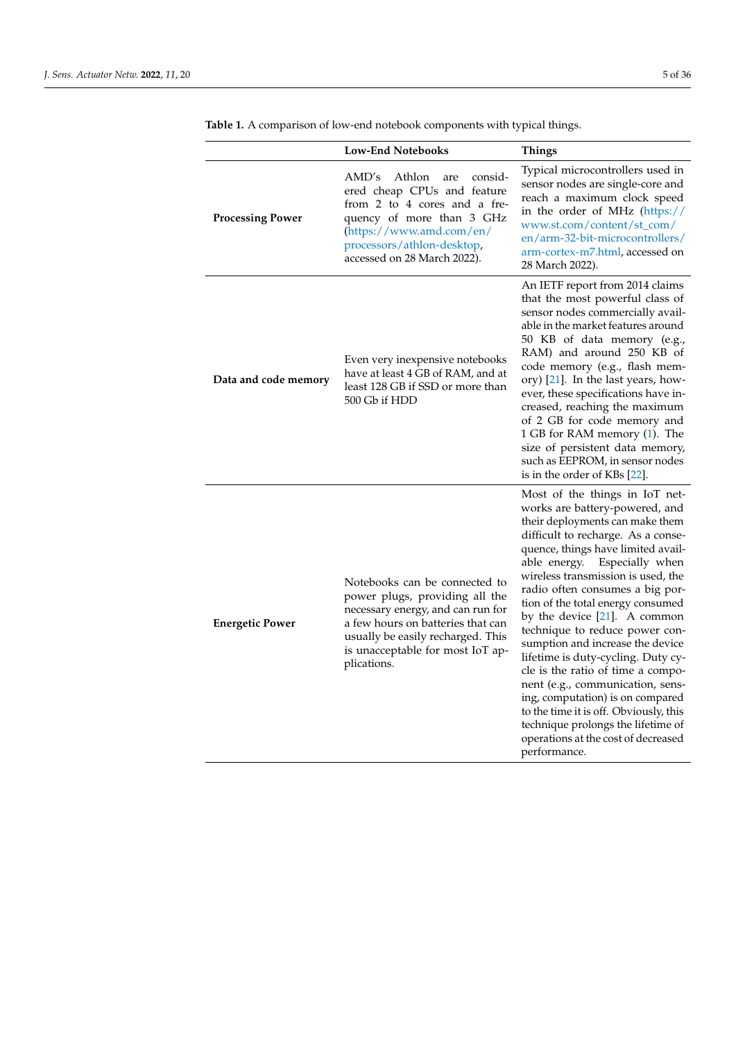**Table 1.** A comparison of low-end notebook components with typical things.

| | Low-End Notebooks | Things |
|---|---|---|
| **Processing Power** | AMD's Athlon are considered cheap CPUs and feature from 2 to 4 cores and a frequency of more than 3 GHz (https://www.amd.com/en/processors/athlon-desktop, accessed on 28 March 2022). | Typical microcontrollers used in sensor nodes are single-core and reach a maximum clock speed in the order of MHz (https://www.st.com/content/st_com/en/arm-32-bit-microcontrollers/arm-cortex-m7.html, accessed on 28 March 2022). |
| **Data and code memory** | Even very inexpensive notebooks have at least 4 GB of RAM, and at least 128 GB if SSD or more than 500 Gb if HDD | An IETF report from 2014 claims that the most powerful class of sensor nodes commercially available in the market features around 50 KB of data memory (e.g., RAM) and around 250 KB of code memory (e.g., flash memory) [21]. In the last years, however, these specifications have increased, reaching the maximum of 2 GB for code memory and 1 GB for RAM memory (1). The size of persistent data memory, such as EEPROM, in sensor nodes is in the order of KBs [22]. |
| **Energetic Power** | Notebooks can be connected to power plugs, providing all the necessary energy, and can run for a few hours on batteries that can usually be easily recharged. This is unacceptable for most IoT applications. | Most of the things in IoT networks are battery-powered, and their deployments can make them difficult to recharge. As a consequence, things have limited available energy. Especially when wireless transmission is used, the radio often consumes a big portion of the total energy consumed by the device [21]. A common technique to reduce power consumption and increase the device lifetime is duty-cycling. Duty cycle is the ratio of time a component (e.g., communication, sensing, computation) is on compared to the time it is off. Obviously, this technique prolongs the lifetime of operations at the cost of decreased performance. |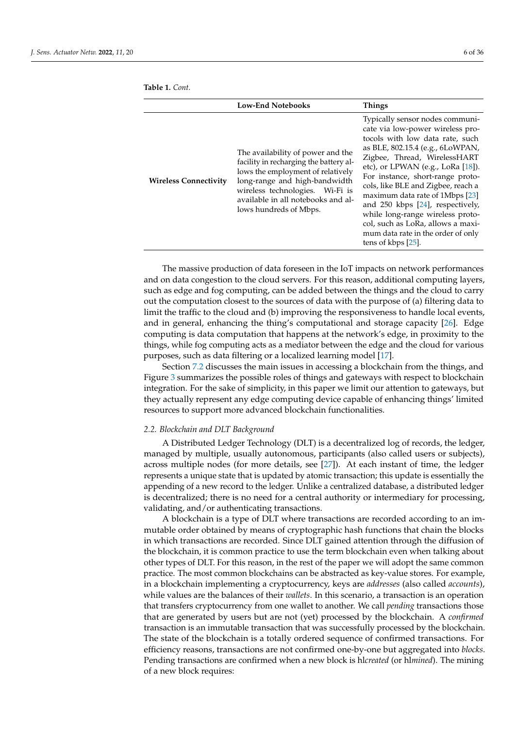**Table 1.** *Cont.*

| | Low-End Notebooks | Things |
|---|---|---|
| **Wireless Connectivity** | The availability of power and the facility in recharging the battery allows the employment of relatively long-range and high-bandwidth wireless technologies. Wi-Fi is available in all notebooks and allows hundreds of Mbps. | Typically sensor nodes communicate via low-power wireless protocols with low data rate, such as BLE, 802.15.4 (e.g., 6LoWPAN, Zigbee, Thread, WirelessHART etc), or LPWAN (e.g., LoRa [18]). For instance, short-range protocols, like BLE and Zigbee, reach a maximum data rate of 1Mbps [23] and 250 kbps [24], respectively, while long-range wireless protocol, such as LoRa, allows a maximum data rate in the order of only tens of kbps [25]. |

The massive production of data foreseen in the IoT impacts on network performances and on data congestion to the cloud servers. For this reason, additional computing layers, such as edge and fog computing, can be added between the things and the cloud to carry out the computation closest to the sources of data with the purpose of (a) filtering data to limit the traffic to the cloud and (b) improving the responsiveness to handle local events, and in general, enhancing the thing's computational and storage capacity [26]. Edge computing is data computation that happens at the network's edge, in proximity to the things, while fog computing acts as a mediator between the edge and the cloud for various purposes, such as data filtering or a localized learning model [17].

Section 7.2 discusses the main issues in accessing a blockchain from the things, and Figure 3 summarizes the possible roles of things and gateways with respect to blockchain integration. For the sake of simplicity, in this paper we limit our attention to gateways, but they actually represent any edge computing device capable of enhancing things' limited resources to support more advanced blockchain functionalities.

### 2.2. Blockchain and DLT Background

A Distributed Ledger Technology (DLT) is a decentralized log of records, the ledger, managed by multiple, usually autonomous, participants (also called users or subjects), across multiple nodes (for more details, see [27]). At each instant of time, the ledger represents a unique state that is updated by atomic transaction; this update is essentially the appending of a new record to the ledger. Unlike a centralized database, a distributed ledger is decentralized; there is no need for a central authority or intermediary for processing, validating, and/or authenticating transactions.

A blockchain is a type of DLT where transactions are recorded according to an immutable order obtained by means of cryptographic hash functions that chain the blocks in which transactions are recorded. Since DLT gained attention through the diffusion of the blockchain, it is common practice to use the term blockchain even when talking about other types of DLT. For this reason, in the rest of the paper we will adopt the same common practice. The most common blockchains can be abstracted as key-value stores. For example, in a blockchain implementing a cryptocurrency, keys are *addresses* (also called *accounts*), while values are the balances of their *wallets*. In this scenario, a transaction is an operation that transfers cryptocurrency from one wallet to another. We call *pending* transactions those that are generated by users but are not (yet) processed by the blockchain. A *confirmed* transaction is an immutable transaction that was successfully processed by the blockchain. The state of the blockchain is a totally ordered sequence of confirmed transactions. For efficiency reasons, transactions are not confirmed one-by-one but aggregated into *blocks*. Pending transactions are confirmed when a new block is hl*created* (or hl*mined*). The mining of a new block requires: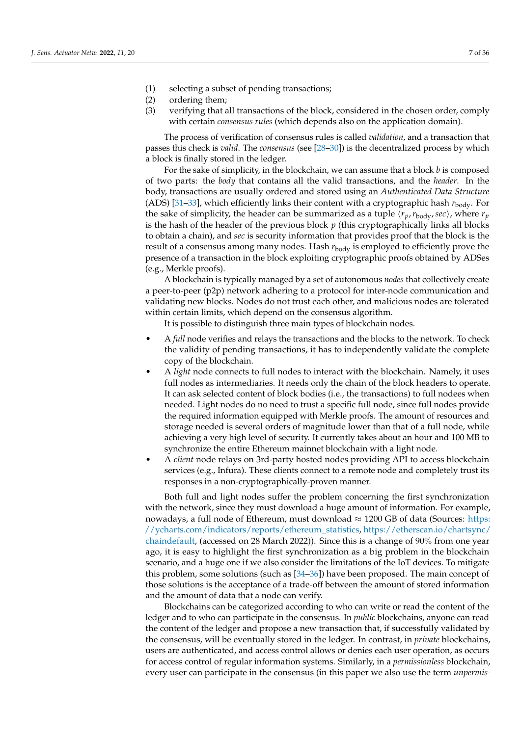(1) selecting a subset of pending transactions;
(2) ordering them;
(3) verifying that all transactions of the block, considered in the chosen order, comply with certain *consensus rules* (which depends also on the application domain).

The process of verification of consensus rules is called *validation*, and a transaction that passes this check is *valid*. The *consensus* (see [28–30]) is the decentralized process by which a block is finally stored in the ledger.

For the sake of simplicity, in the blockchain, we can assume that a block $b$ is composed of two parts: the *body* that contains all the valid transactions, and the *header*. In the body, transactions are usually ordered and stored using an *Authenticated Data Structure* (ADS) [31–33], which efficiently links their content with a cryptographic hash $r_{\text{body}}$. For the sake of simplicity, the header can be summarized as a tuple $\langle r_p, r_{\text{body}}, sec \rangle$, where $r_p$ is the hash of the header of the previous block $p$ (this cryptographically links all blocks to obtain a chain), and $sec$ is security information that provides proof that the block is the result of a consensus among many nodes. Hash $r_{\text{body}}$ is employed to efficiently prove the presence of a transaction in the block exploiting cryptographic proofs obtained by ADSes (e.g., Merkle proofs).

A blockchain is typically managed by a set of autonomous *nodes* that collectively create a peer-to-peer (p2p) network adhering to a protocol for inter-node communication and validating new blocks. Nodes do not trust each other, and malicious nodes are tolerated within certain limits, which depend on the consensus algorithm.

It is possible to distinguish three main types of blockchain nodes.

- A *full* node verifies and relays the transactions and the blocks to the network. To check the validity of pending transactions, it has to independently validate the complete copy of the blockchain.
- A *light* node connects to full nodes to interact with the blockchain. Namely, it uses full nodes as intermediaries. It needs only the chain of the block headers to operate. It can ask selected content of block bodies (i.e., the transactions) to full nodees when needed. Light nodes do no need to trust a specific full node, since full nodes provide the required information equipped with Merkle proofs. The amount of resources and storage needed is several orders of magnitude lower than that of a full node, while achieving a very high level of security. It currently takes about an hour and 100 MB to synchronize the entire Ethereum mainnet blockchain with a light node.
- A *client* node relays on 3rd-party hosted nodes providing API to access blockchain services (e.g., Infura). These clients connect to a remote node and completely trust its responses in a non-cryptographically-proven manner.

Both full and light nodes suffer the problem concerning the first synchronization with the network, since they must download a huge amount of information. For example, nowadays, a full node of Ethereum, must download $\approx$ 1200 GB of data (Sources: https://ycharts.com/indicators/reports/ethereum_statistics, https://etherscan.io/chartsync/chaindefault, (accessed on 28 March 2022)). Since this is a change of 90% from one year ago, it is easy to highlight the first synchronization as a big problem in the blockchain scenario, and a huge one if we also consider the limitations of the IoT devices. To mitigate this problem, some solutions (such as [34–36]) have been proposed. The main concept of those solutions is the acceptance of a trade-off between the amount of stored information and the amount of data that a node can verify.

Blockchains can be categorized according to who can write or read the content of the ledger and to who can participate in the consensus. In *public* blockchains, anyone can read the content of the ledger and propose a new transaction that, if successfully validated by the consensus, will be eventually stored in the ledger. In contrast, in *private* blockchains, users are authenticated, and access control allows or denies each user operation, as occurs for access control of regular information systems. Similarly, in a *permissionless* blockchain, every user can participate in the consensus (in this paper we also use the term *unpermis-*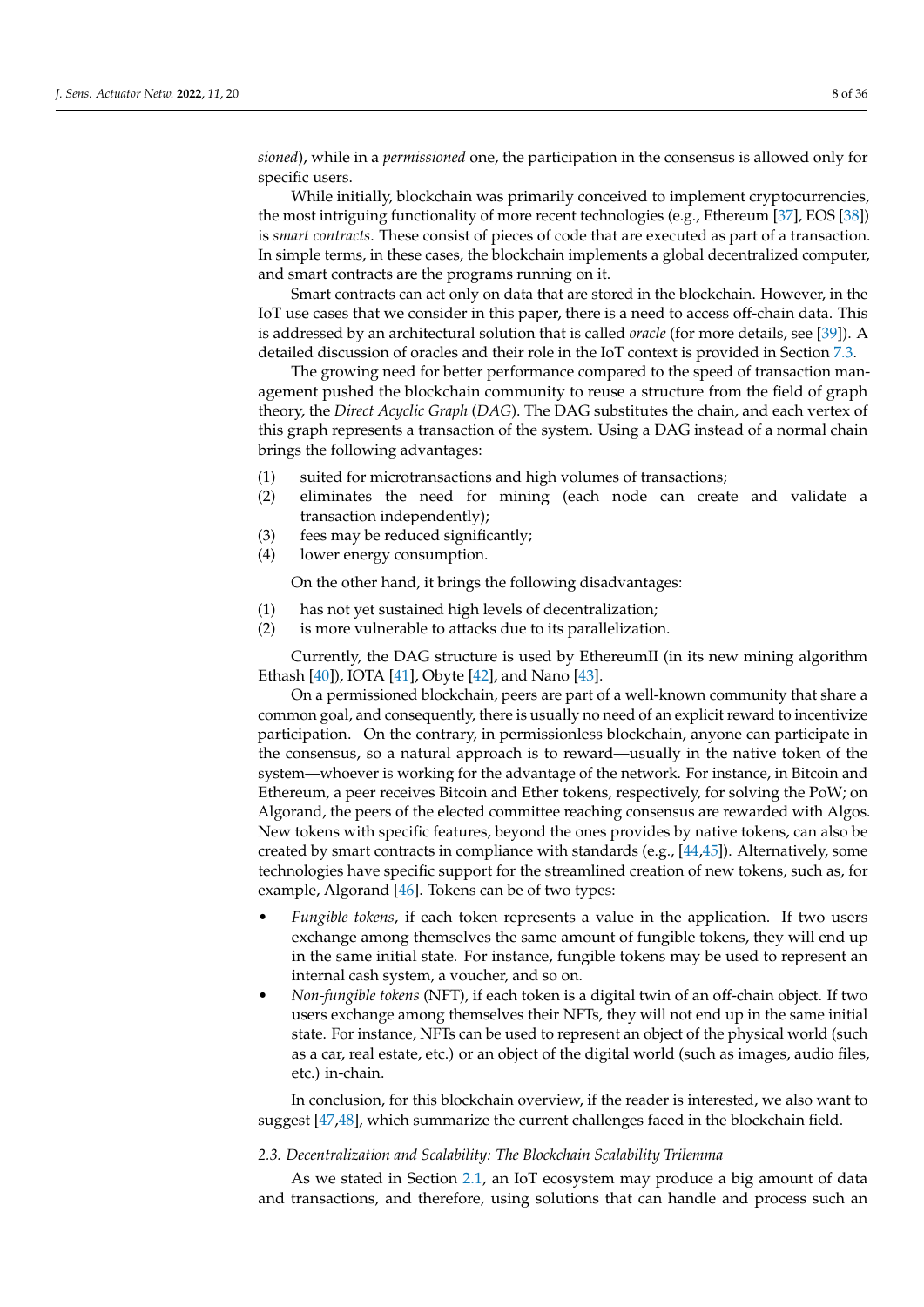*sioned*), while in a *permissioned* one, the participation in the consensus is allowed only for specific users.

While initially, blockchain was primarily conceived to implement cryptocurrencies, the most intriguing functionality of more recent technologies (e.g., Ethereum [37], EOS [38]) is *smart contracts*. These consist of pieces of code that are executed as part of a transaction. In simple terms, in these cases, the blockchain implements a global decentralized computer, and smart contracts are the programs running on it.

Smart contracts can act only on data that are stored in the blockchain. However, in the IoT use cases that we consider in this paper, there is a need to access off-chain data. This is addressed by an architectural solution that is called *oracle* (for more details, see [39]). A detailed discussion of oracles and their role in the IoT context is provided in Section 7.3.

The growing need for better performance compared to the speed of transaction management pushed the blockchain community to reuse a structure from the field of graph theory, the *Direct Acyclic Graph* (*DAG*). The DAG substitutes the chain, and each vertex of this graph represents a transaction of the system. Using a DAG instead of a normal chain brings the following advantages:

(1) suited for microtransactions and high volumes of transactions;
(2) eliminates the need for mining (each node can create and validate a transaction independently);
(3) fees may be reduced significantly;
(4) lower energy consumption.

On the other hand, it brings the following disadvantages:

(1) has not yet sustained high levels of decentralization;
(2) is more vulnerable to attacks due to its parallelization.

Currently, the DAG structure is used by EthereumII (in its new mining algorithm Ethash [40]), IOTA [41], Obyte [42], and Nano [43].

On a permissioned blockchain, peers are part of a well-known community that share a common goal, and consequently, there is usually no need of an explicit reward to incentivize participation. On the contrary, in permissionless blockchain, anyone can participate in the consensus, so a natural approach is to reward—usually in the native token of the system—whoever is working for the advantage of the network. For instance, in Bitcoin and Ethereum, a peer receives Bitcoin and Ether tokens, respectively, for solving the PoW; on Algorand, the peers of the elected committee reaching consensus are rewarded with Algos. New tokens with specific features, beyond the ones provides by native tokens, can also be created by smart contracts in compliance with standards (e.g., [44,45]). Alternatively, some technologies have specific support for the streamlined creation of new tokens, such as, for example, Algorand [46]. Tokens can be of two types:

- *Fungible tokens*, if each token represents a value in the application. If two users exchange among themselves the same amount of fungible tokens, they will end up in the same initial state. For instance, fungible tokens may be used to represent an internal cash system, a voucher, and so on.
- *Non-fungible tokens* (NFT), if each token is a digital twin of an off-chain object. If two users exchange among themselves their NFTs, they will not end up in the same initial state. For instance, NFTs can be used to represent an object of the physical world (such as a car, real estate, etc.) or an object of the digital world (such as images, audio files, etc.) in-chain.

In conclusion, for this blockchain overview, if the reader is interested, we also want to suggest [47,48], which summarize the current challenges faced in the blockchain field.

### 2.3. Decentralization and Scalability: The Blockchain Scalability Trilemma

As we stated in Section 2.1, an IoT ecosystem may produce a big amount of data and transactions, and therefore, using solutions that can handle and process such an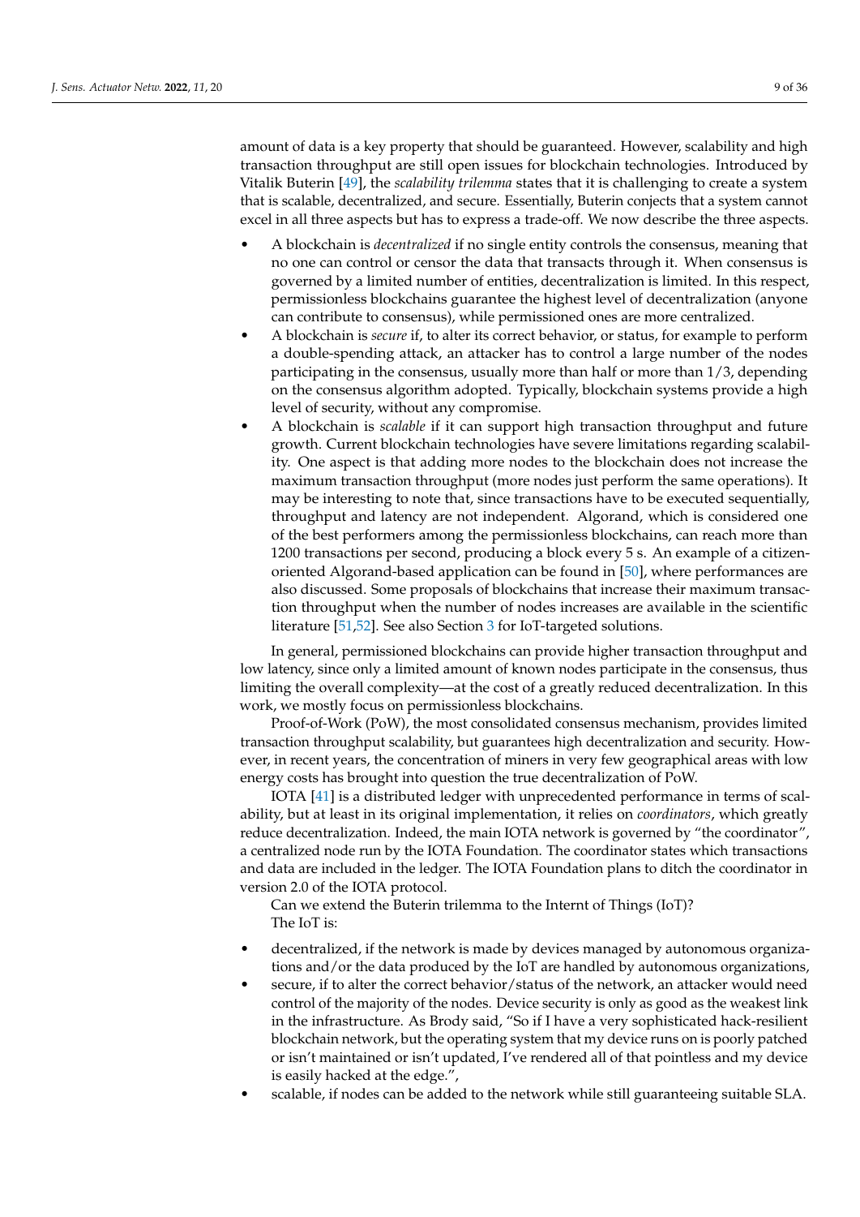amount of data is a key property that should be guaranteed. However, scalability and high transaction throughput are still open issues for blockchain technologies. Introduced by Vitalik Buterin [49], the *scalability trilemma* states that it is challenging to create a system that is scalable, decentralized, and secure. Essentially, Buterin conjects that a system cannot excel in all three aspects but has to express a trade-off. We now describe the three aspects.

- A blockchain is *decentralized* if no single entity controls the consensus, meaning that no one can control or censor the data that transacts through it. When consensus is governed by a limited number of entities, decentralization is limited. In this respect, permissionless blockchains guarantee the highest level of decentralization (anyone can contribute to consensus), while permissioned ones are more centralized.
- A blockchain is *secure* if, to alter its correct behavior, or status, for example to perform a double-spending attack, an attacker has to control a large number of the nodes participating in the consensus, usually more than half or more than 1/3, depending on the consensus algorithm adopted. Typically, blockchain systems provide a high level of security, without any compromise.
- A blockchain is *scalable* if it can support high transaction throughput and future growth. Current blockchain technologies have severe limitations regarding scalability. One aspect is that adding more nodes to the blockchain does not increase the maximum transaction throughput (more nodes just perform the same operations). It may be interesting to note that, since transactions have to be executed sequentially, throughput and latency are not independent. Algorand, which is considered one of the best performers among the permissionless blockchains, can reach more than 1200 transactions per second, producing a block every 5 s. An example of a citizen-oriented Algorand-based application can be found in [50], where performances are also discussed. Some proposals of blockchains that increase their maximum transaction throughput when the number of nodes increases are available in the scientific literature [51,52]. See also Section 3 for IoT-targeted solutions.

In general, permissioned blockchains can provide higher transaction throughput and low latency, since only a limited amount of known nodes participate in the consensus, thus limiting the overall complexity—at the cost of a greatly reduced decentralization. In this work, we mostly focus on permissionless blockchains.

Proof-of-Work (PoW), the most consolidated consensus mechanism, provides limited transaction throughput scalability, but guarantees high decentralization and security. However, in recent years, the concentration of miners in very few geographical areas with low energy costs has brought into question the true decentralization of PoW.

IOTA [41] is a distributed ledger with unprecedented performance in terms of scalability, but at least in its original implementation, it relies on *coordinators*, which greatly reduce decentralization. Indeed, the main IOTA network is governed by "the coordinator", a centralized node run by the IOTA Foundation. The coordinator states which transactions and data are included in the ledger. The IOTA Foundation plans to ditch the coordinator in version 2.0 of the IOTA protocol.

Can we extend the Buterin trilemma to the Internt of Things (IoT)?

The IoT is:

- decentralized, if the network is made by devices managed by autonomous organizations and/or the data produced by the IoT are handled by autonomous organizations,
- secure, if to alter the correct behavior/status of the network, an attacker would need control of the majority of the nodes. Device security is only as good as the weakest link in the infrastructure. As Brody said, "So if I have a very sophisticated hack-resilient blockchain network, but the operating system that my device runs on is poorly patched or isn't maintained or isn't updated, I've rendered all of that pointless and my device is easily hacked at the edge.",
- scalable, if nodes can be added to the network while still guaranteeing suitable SLA.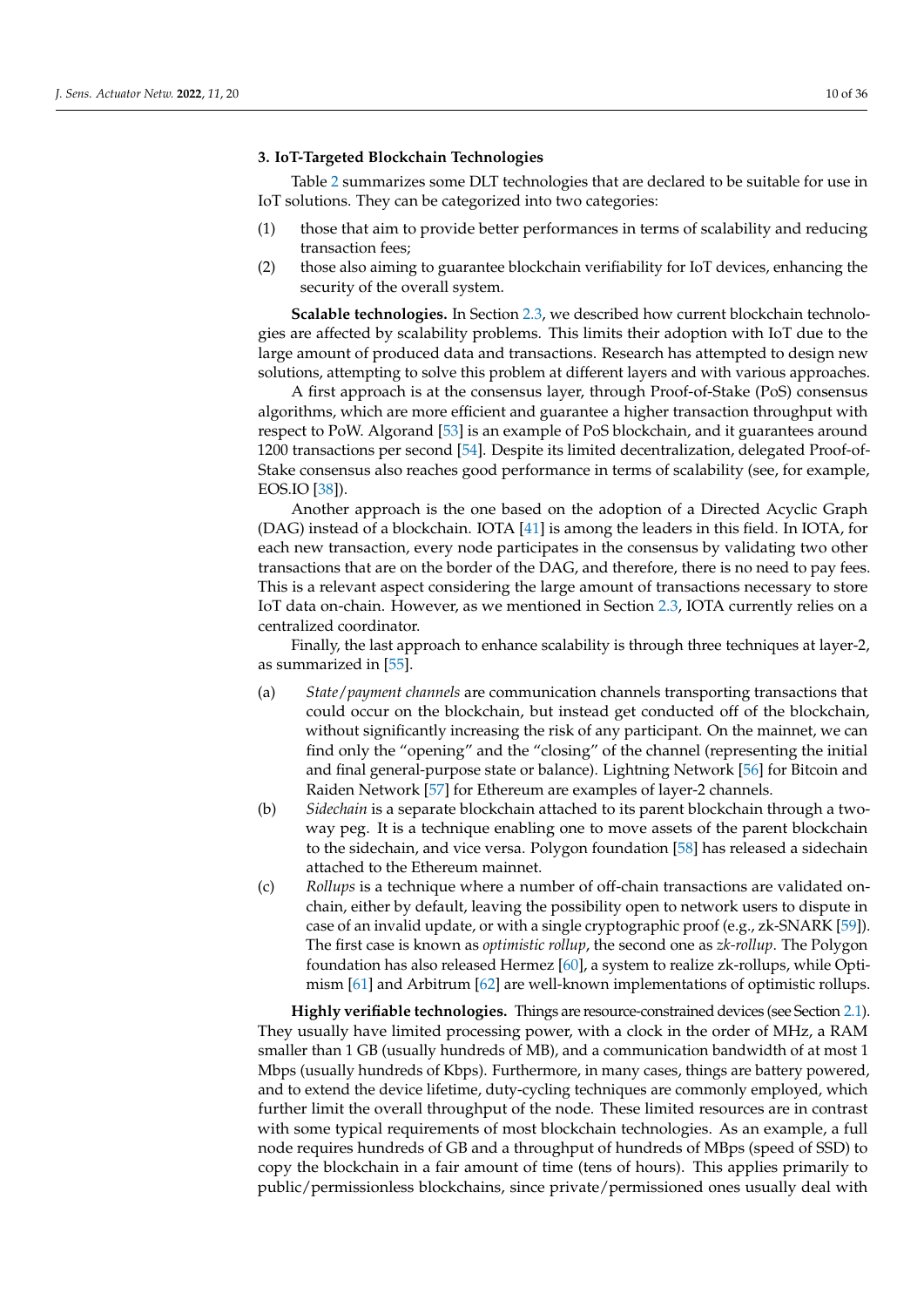## 3. IoT-Targeted Blockchain Technologies

Table 2 summarizes some DLT technologies that are declared to be suitable for use in IoT solutions. They can be categorized into two categories:

(1) those that aim to provide better performances in terms of scalability and reducing transaction fees;

(2) those also aiming to guarantee blockchain verifiability for IoT devices, enhancing the security of the overall system.

**Scalable technologies.** In Section 2.3, we described how current blockchain technologies are affected by scalability problems. This limits their adoption with IoT due to the large amount of produced data and transactions. Research has attempted to design new solutions, attempting to solve this problem at different layers and with various approaches.

A first approach is at the consensus layer, through Proof-of-Stake (PoS) consensus algorithms, which are more efficient and guarantee a higher transaction throughput with respect to PoW. Algorand [53] is an example of PoS blockchain, and it guarantees around 1200 transactions per second [54]. Despite its limited decentralization, delegated Proof-of-Stake consensus also reaches good performance in terms of scalability (see, for example, EOS.IO [38]).

Another approach is the one based on the adoption of a Directed Acyclic Graph (DAG) instead of a blockchain. IOTA [41] is among the leaders in this field. In IOTA, for each new transaction, every node participates in the consensus by validating two other transactions that are on the border of the DAG, and therefore, there is no need to pay fees. This is a relevant aspect considering the large amount of transactions necessary to store IoT data on-chain. However, as we mentioned in Section 2.3, IOTA currently relies on a centralized coordinator.

Finally, the last approach to enhance scalability is through three techniques at layer-2, as summarized in [55].

(a) *State/payment channels* are communication channels transporting transactions that could occur on the blockchain, but instead get conducted off of the blockchain, without significantly increasing the risk of any participant. On the mainnet, we can find only the "opening" and the "closing" of the channel (representing the initial and final general-purpose state or balance). Lightning Network [56] for Bitcoin and Raiden Network [57] for Ethereum are examples of layer-2 channels.

(b) *Sidechain* is a separate blockchain attached to its parent blockchain through a two-way peg. It is a technique enabling one to move assets of the parent blockchain to the sidechain, and vice versa. Polygon foundation [58] has released a sidechain attached to the Ethereum mainnet.

(c) *Rollups* is a technique where a number of off-chain transactions are validated on-chain, either by default, leaving the possibility open to network users to dispute in case of an invalid update, or with a single cryptographic proof (e.g., zk-SNARK [59]). The first case is known as *optimistic rollup*, the second one as *zk-rollup*. The Polygon foundation has also released Hermez [60], a system to realize zk-rollups, while Optimism [61] and Arbitrum [62] are well-known implementations of optimistic rollups.

**Highly verifiable technologies.** Things are resource-constrained devices (see Section 2.1). They usually have limited processing power, with a clock in the order of MHz, a RAM smaller than 1 GB (usually hundreds of MB), and a communication bandwidth of at most 1 Mbps (usually hundreds of Kbps). Furthermore, in many cases, things are battery powered, and to extend the device lifetime, duty-cycling techniques are commonly employed, which further limit the overall throughput of the node. These limited resources are in contrast with some typical requirements of most blockchain technologies. As an example, a full node requires hundreds of GB and a throughput of hundreds of MBps (speed of SSD) to copy the blockchain in a fair amount of time (tens of hours). This applies primarily to public/permissionless blockchains, since private/permissioned ones usually deal with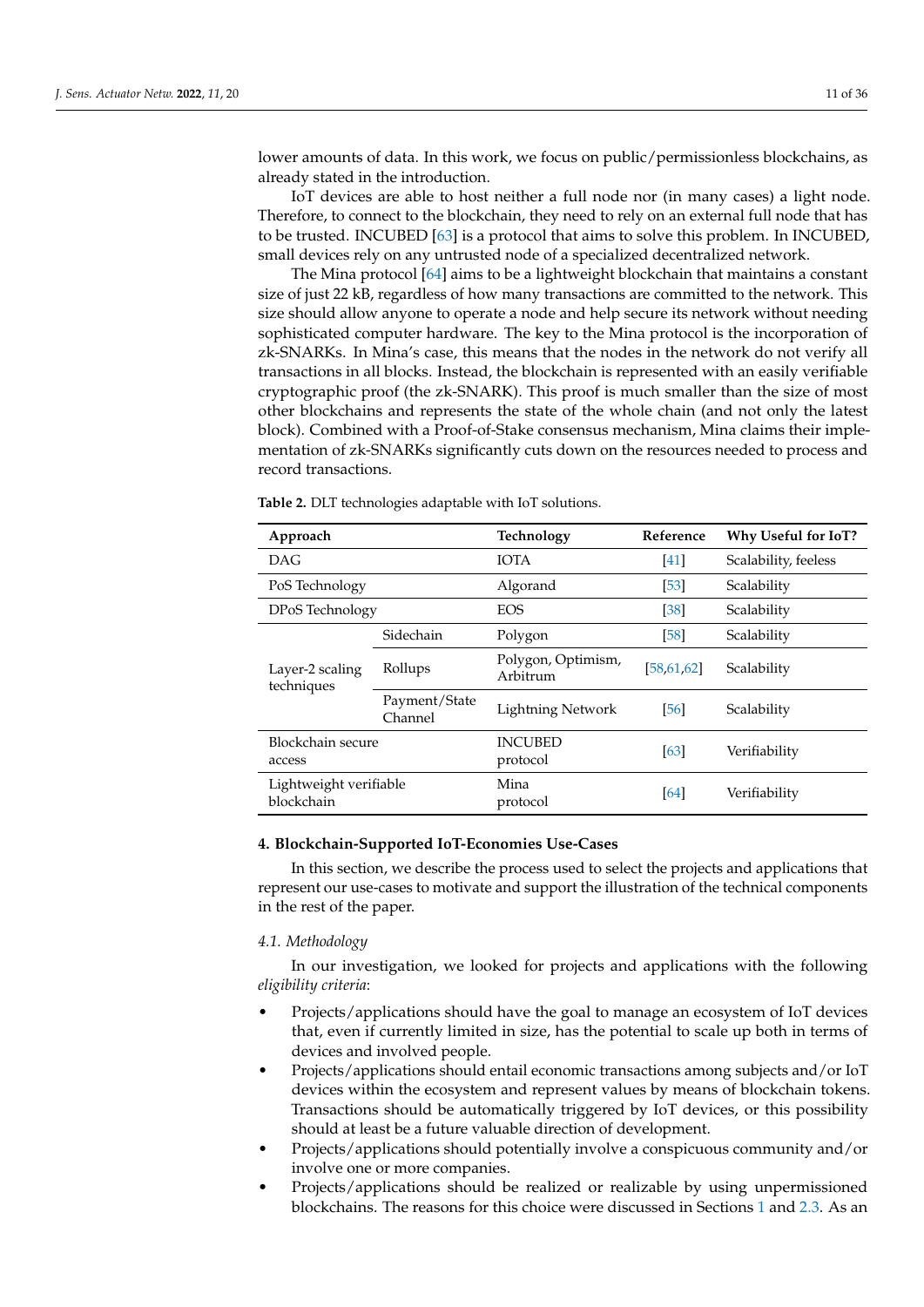lower amounts of data. In this work, we focus on public/permissionless blockchains, as already stated in the introduction.

IoT devices are able to host neither a full node nor (in many cases) a light node. Therefore, to connect to the blockchain, they need to rely on an external full node that has to be trusted. INCUBED [63] is a protocol that aims to solve this problem. In INCUBED, small devices rely on any untrusted node of a specialized decentralized network.

The Mina protocol [64] aims to be a lightweight blockchain that maintains a constant size of just 22 kB, regardless of how many transactions are committed to the network. This size should allow anyone to operate a node and help secure its network without needing sophisticated computer hardware. The key to the Mina protocol is the incorporation of zk-SNARKs. In Mina's case, this means that the nodes in the network do not verify all transactions in all blocks. Instead, the blockchain is represented with an easily verifiable cryptographic proof (the zk-SNARK). This proof is much smaller than the size of most other blockchains and represents the state of the whole chain (and not only the latest block). Combined with a Proof-of-Stake consensus mechanism, Mina claims their implementation of zk-SNARKs significantly cuts down on the resources needed to process and record transactions.

**Table 2.** DLT technologies adaptable with IoT solutions.

| Approach | | Technology | Reference | Why Useful for IoT? |
|---|---|---|---|---|
| DAG | | IOTA | [41] | Scalability, feeless |
| PoS Technology | | Algorand | [53] | Scalability |
| DPoS Technology | | EOS | [38] | Scalability |
| Layer-2 scaling techniques | Sidechain | Polygon | [58] | Scalability |
| | Rollups | Polygon, Optimism, Arbitrum | [58,61,62] | Scalability |
| | Payment/State Channel | Lightning Network | [56] | Scalability |
| Blockchain secure access | | INCUBED protocol | [63] | Verifiability |
| Lightweight verifiable blockchain | | Mina protocol | [64] | Verifiability |

## 4. Blockchain-Supported IoT-Economies Use-Cases

In this section, we describe the process used to select the projects and applications that represent our use-cases to motivate and support the illustration of the technical components in the rest of the paper.

### 4.1. Methodology

In our investigation, we looked for projects and applications with the following *eligibility criteria*:

- Projects/applications should have the goal to manage an ecosystem of IoT devices that, even if currently limited in size, has the potential to scale up both in terms of devices and involved people.
- Projects/applications should entail economic transactions among subjects and/or IoT devices within the ecosystem and represent values by means of blockchain tokens. Transactions should be automatically triggered by IoT devices, or this possibility should at least be a future valuable direction of development.
- Projects/applications should potentially involve a conspicuous community and/or involve one or more companies.
- Projects/applications should be realized or realizable by using unpermissioned blockchains. The reasons for this choice were discussed in Sections 1 and 2.3. As an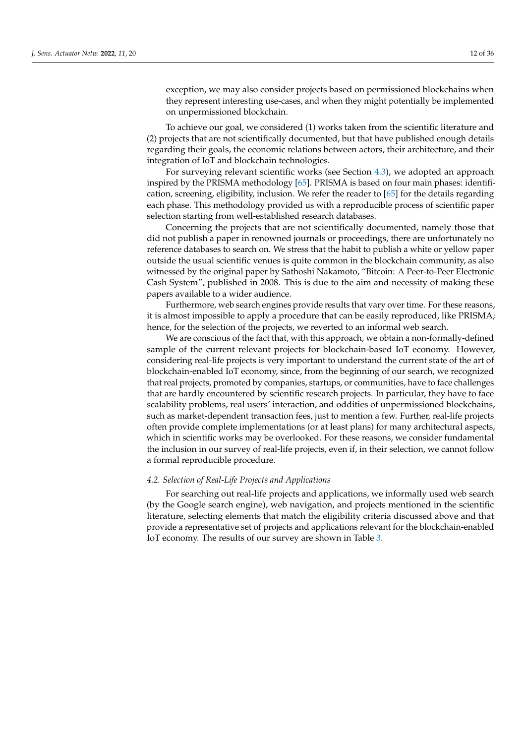exception, we may also consider projects based on permissioned blockchains when they represent interesting use-cases, and when they might potentially be implemented on unpermissioned blockchain.

To achieve our goal, we considered (1) works taken from the scientific literature and (2) projects that are not scientifically documented, but that have published enough details regarding their goals, the economic relations between actors, their architecture, and their integration of IoT and blockchain technologies.

For surveying relevant scientific works (see Section 4.3), we adopted an approach inspired by the PRISMA methodology [65]. PRISMA is based on four main phases: identification, screening, eligibility, inclusion. We refer the reader to [65] for the details regarding each phase. This methodology provided us with a reproducible process of scientific paper selection starting from well-established research databases.

Concerning the projects that are not scientifically documented, namely those that did not publish a paper in renowned journals or proceedings, there are unfortunately no reference databases to search on. We stress that the habit to publish a white or yellow paper outside the usual scientific venues is quite common in the blockchain community, as also witnessed by the original paper by Sathoshi Nakamoto, "Bitcoin: A Peer-to-Peer Electronic Cash System", published in 2008. This is due to the aim and necessity of making these papers available to a wider audience.

Furthermore, web search engines provide results that vary over time. For these reasons, it is almost impossible to apply a procedure that can be easily reproduced, like PRISMA; hence, for the selection of the projects, we reverted to an informal web search.

We are conscious of the fact that, with this approach, we obtain a non-formally-defined sample of the current relevant projects for blockchain-based IoT economy. However, considering real-life projects is very important to understand the current state of the art of blockchain-enabled IoT economy, since, from the beginning of our search, we recognized that real projects, promoted by companies, startups, or communities, have to face challenges that are hardly encountered by scientific research projects. In particular, they have to face scalability problems, real users' interaction, and oddities of unpermissioned blockchains, such as market-dependent transaction fees, just to mention a few. Further, real-life projects often provide complete implementations (or at least plans) for many architectural aspects, which in scientific works may be overlooked. For these reasons, we consider fundamental the inclusion in our survey of real-life projects, even if, in their selection, we cannot follow a formal reproducible procedure.

### *4.2. Selection of Real-Life Projects and Applications*

For searching out real-life projects and applications, we informally used web search (by the Google search engine), web navigation, and projects mentioned in the scientific literature, selecting elements that match the eligibility criteria discussed above and that provide a representative set of projects and applications relevant for the blockchain-enabled IoT economy. The results of our survey are shown in Table 3.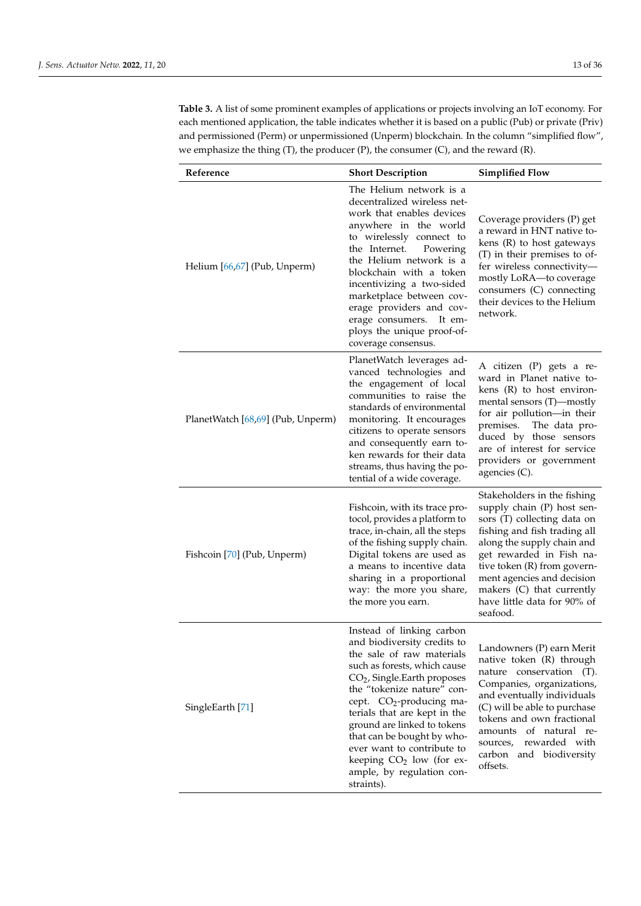**Table 3.** A list of some prominent examples of applications or projects involving an IoT economy. For each mentioned application, the table indicates whether it is based on a public (Pub) or private (Priv) and permissioned (Perm) or unpermissioned (Unperm) blockchain. In the column "simplified flow", we emphasize the thing (T), the producer (P), the consumer (C), and the reward (R).

| Reference | Short Description | Simplified Flow |
| --- | --- | --- |
| Helium [66,67] (Pub, Unperm) | The Helium network is a decentralized wireless network that enables devices anywhere in the world to wirelessly connect to the Internet. Powering the Helium network is a blockchain with a token incentivizing a two-sided marketplace between coverage providers and coverage consumers. It employs the unique proof-of-coverage consensus. | Coverage providers (P) get a reward in HNT native tokens (R) to host gateways (T) in their premises to offer wireless connectivity—mostly LoRA—to coverage consumers (C) connecting their devices to the Helium network. |
| PlanetWatch [68,69] (Pub, Unperm) | PlanetWatch leverages advanced technologies and the engagement of local communities to raise the standards of environmental monitoring. It encourages citizens to operate sensors and consequently earn token rewards for their data streams, thus having the potential of a wide coverage. | A citizen (P) gets a reward in Planet native tokens (R) to host environmental sensors (T)—mostly for air pollution—in their premises. The data produced by those sensors are of interest for service providers or government agencies (C). |
| Fishcoin [70] (Pub, Unperm) | Fishcoin, with its trace protocol, provides a platform to trace, in-chain, all the steps of the fishing supply chain. Digital tokens are used as a means to incentive data sharing in a proportional way: the more you share, the more you earn. | Stakeholders in the fishing supply chain (P) host sensors (T) collecting data on fishing and fish trading all along the supply chain and get rewarded in Fish native token (R) from government agencies and decision makers (C) that currently have little data for 90% of seafood. |
| SingleEarth [71] | Instead of linking carbon and biodiversity credits to the sale of raw materials such as forests, which cause $CO_2$, Single.Earth proposes the "tokenize nature" concept. $CO_2$-producing materials that are kept in the ground are linked to tokens that can be bought by whoever want to contribute to keeping $CO_2$ low (for example, by regulation constraints). | Landowners (P) earn Merit native token (R) through nature conservation (T). Companies, organizations, and eventually individuals (C) will be able to purchase tokens and own fractional amounts of natural resources, rewarded with carbon and biodiversity offsets. |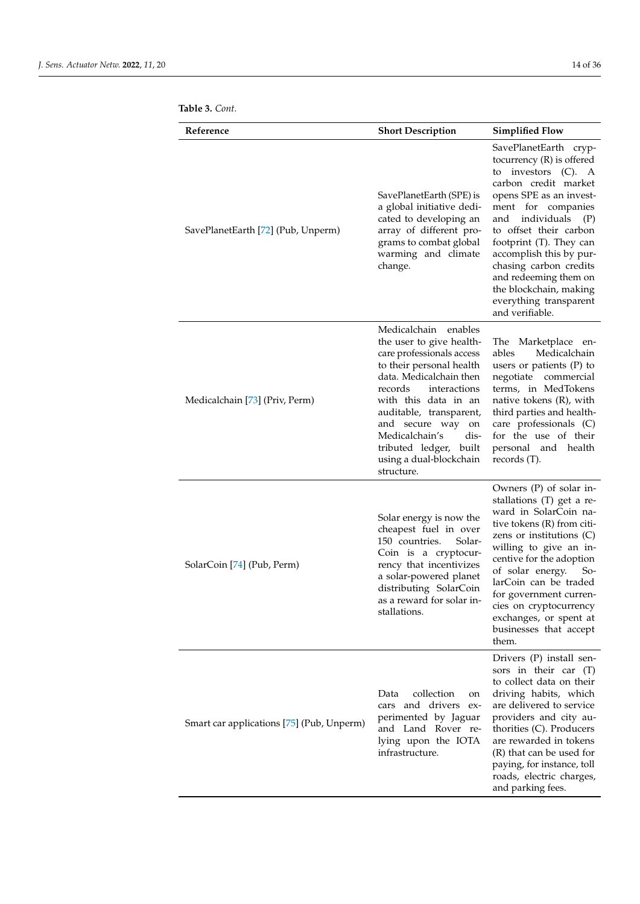**Table 3.** *Cont.*

| Reference | Short Description | Simplified Flow |
| --- | --- | --- |
| SavePlanetEarth [72] (Pub, Unperm) | SavePlanetEarth (SPE) is a global initiative dedicated to developing an array of different programs to combat global warming and climate change. | SavePlanetEarth cryptocurrency (R) is offered to investors (C). A carbon credit market opens SPE as an investment for companies and individuals (P) to offset their carbon footprint (T). They can accomplish this by purchasing carbon credits and redeeming them on the blockchain, making everything transparent and verifiable. |
| Medicalchain [73] (Priv, Perm) | Medicalchain enables the user to give healthcare professionals access to their personal health data. Medicalchain then records interactions with this data in an auditable, transparent, and secure way on Medicalchain's distributed ledger, built using a dual-blockchain structure. | The Marketplace enables Medicalchain users or patients (P) to negotiate commercial terms, in MedTokens native tokens (R), with third parties and healthcare professionals (C) for the use of their personal and health records (T). |
| SolarCoin [74] (Pub, Perm) | Solar energy is now the cheapest fuel in over 150 countries. SolarCoin is a cryptocurrency that incentivizes a solar-powered planet distributing SolarCoin as a reward for solar installations. | Owners (P) of solar installations (T) get a reward in SolarCoin native tokens (R) from citizens or institutions (C) willing to give an incentive for the adoption of solar energy. SolarCoin can be traded for government currencies on cryptocurrency exchanges, or spent at businesses that accept them. |
| Smart car applications [75] (Pub, Unperm) | Data collection on cars and drivers experimented by Jaguar and Land Rover relying upon the IOTA infrastructure. | Drivers (P) install sensors in their car (T) to collect data on their driving habits, which are delivered to service providers and city authorities (C). Producers are rewarded in tokens (R) that can be used for paying, for instance, toll roads, electric charges, and parking fees. |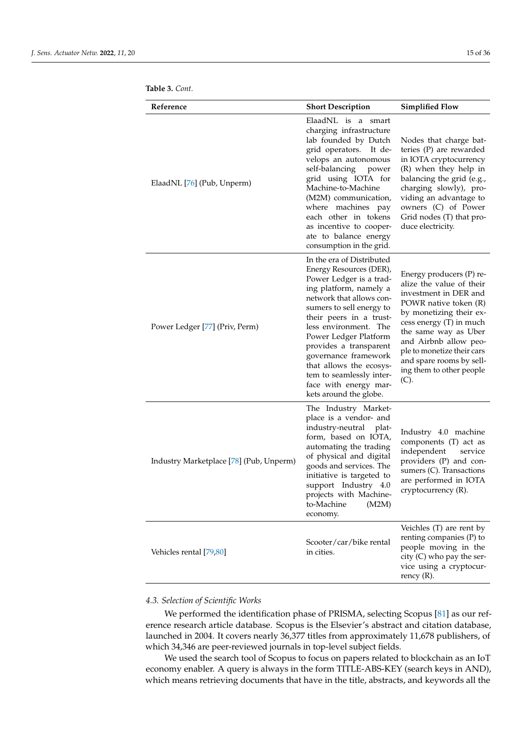**Table 3.** *Cont.*

| Reference | Short Description | Simplified Flow |
|---|---|---|
| ElaadNL [76] (Pub, Unperm) | ElaadNL is a smart charging infrastructure lab founded by Dutch grid operators. It develops an autonomous self-balancing power grid using IOTA for Machine-to-Machine (M2M) communication, where machines pay each other in tokens as incentive to cooperate to balance energy consumption in the grid. | Nodes that charge batteries (P) are rewarded in IOTA cryptocurrency (R) when they help in balancing the grid (e.g., charging slowly), providing an advantage to owners (C) of Power Grid nodes (T) that produce electricity. |
| Power Ledger [77] (Priv, Perm) | In the era of Distributed Energy Resources (DER), Power Ledger is a trading platform, namely a network that allows consumers to sell energy to their peers in a trustless environment. The Power Ledger Platform provides a transparent governance framework that allows the ecosystem to seamlessly interface with energy markets around the globe. | Energy producers (P) realize the value of their investment in DER and POWR native token (R) by monetizing their excess energy (T) in much the same way as Uber and Airbnb allow people to monetize their cars and spare rooms by selling them to other people (C). |
| Industry Marketplace [78] (Pub, Unperm) | The Industry Marketplace is a vendor- and industry-neutral platform, based on IOTA, automating the trading of physical and digital goods and services. The initiative is targeted to support Industry 4.0 projects with Machine-to-Machine (M2M) economy. | Industry 4.0 machine components (T) act as independent service providers (P) and consumers (C). Transactions are performed in IOTA cryptocurrency (R). |
| Vehicles rental [79,80] | Scooter/car/bike rental in cities. | Veichles (T) are rent by renting companies (P) to people moving in the city (C) who pay the service using a cryptocurrency (R). |

### *4.3. Selection of Scientific Works*

We performed the identification phase of PRISMA, selecting Scopus [81] as our reference research article database. Scopus is the Elsevier's abstract and citation database, launched in 2004. It covers nearly 36,377 titles from approximately 11,678 publishers, of which 34,346 are peer-reviewed journals in top-level subject fields.

We used the search tool of Scopus to focus on papers related to blockchain as an IoT economy enabler. A query is always in the form TITLE-ABS-KEY (search keys in AND), which means retrieving documents that have in the title, abstracts, and keywords all the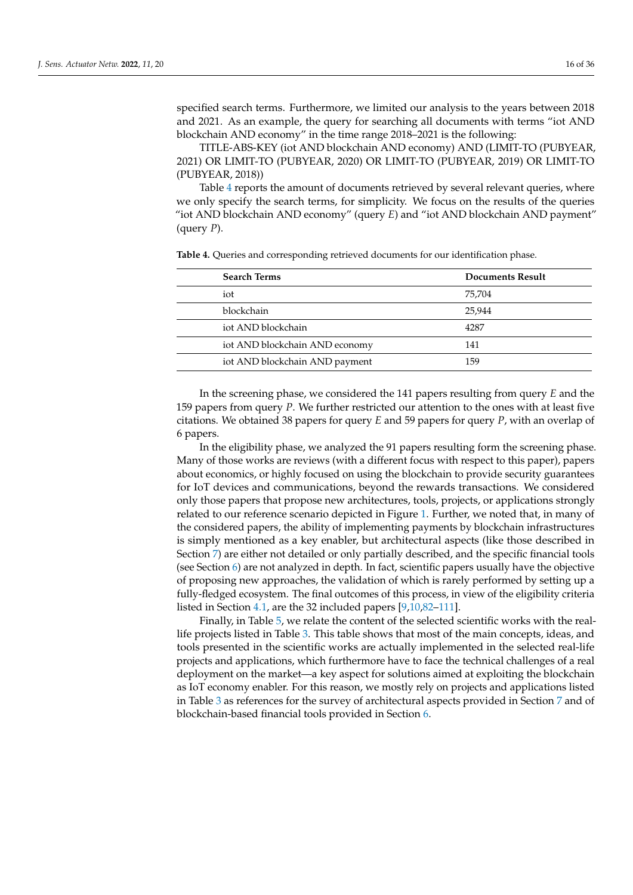specified search terms. Furthermore, we limited our analysis to the years between 2018 and 2021. As an example, the query for searching all documents with terms "iot AND blockchain AND economy" in the time range 2018–2021 is the following:

TITLE-ABS-KEY (iot AND blockchain AND economy) AND (LIMIT-TO (PUBYEAR, 2021) OR LIMIT-TO (PUBYEAR, 2020) OR LIMIT-TO (PUBYEAR, 2019) OR LIMIT-TO (PUBYEAR, 2018))

Table 4 reports the amount of documents retrieved by several relevant queries, where we only specify the search terms, for simplicity. We focus on the results of the queries "iot AND blockchain AND economy" (query *E*) and "iot AND blockchain AND payment" (query *P*).

**Table 4.** Queries and corresponding retrieved documents for our identification phase.

| Search Terms | Documents Result |
|---|---|
| iot | 75,704 |
| blockchain | 25,944 |
| iot AND blockchain | 4287 |
| iot AND blockchain AND economy | 141 |
| iot AND blockchain AND payment | 159 |

In the screening phase, we considered the 141 papers resulting from query *E* and the 159 papers from query *P*. We further restricted our attention to the ones with at least five citations. We obtained 38 papers for query *E* and 59 papers for query *P*, with an overlap of 6 papers.

In the eligibility phase, we analyzed the 91 papers resulting form the screening phase. Many of those works are reviews (with a different focus with respect to this paper), papers about economics, or highly focused on using the blockchain to provide security guarantees for IoT devices and communications, beyond the rewards transactions. We considered only those papers that propose new architectures, tools, projects, or applications strongly related to our reference scenario depicted in Figure 1. Further, we noted that, in many of the considered papers, the ability of implementing payments by blockchain infrastructures is simply mentioned as a key enabler, but architectural aspects (like those described in Section 7) are either not detailed or only partially described, and the specific financial tools (see Section 6) are not analyzed in depth. In fact, scientific papers usually have the objective of proposing new approaches, the validation of which is rarely performed by setting up a fully-fledged ecosystem. The final outcomes of this process, in view of the eligibility criteria listed in Section 4.1, are the 32 included papers [9,10,82–111].

Finally, in Table 5, we relate the content of the selected scientific works with the real-life projects listed in Table 3. This table shows that most of the main concepts, ideas, and tools presented in the scientific works are actually implemented in the selected real-life projects and applications, which furthermore have to face the technical challenges of a real deployment on the market—a key aspect for solutions aimed at exploiting the blockchain as IoT economy enabler. For this reason, we mostly rely on projects and applications listed in Table 3 as references for the survey of architectural aspects provided in Section 7 and of blockchain-based financial tools provided in Section 6.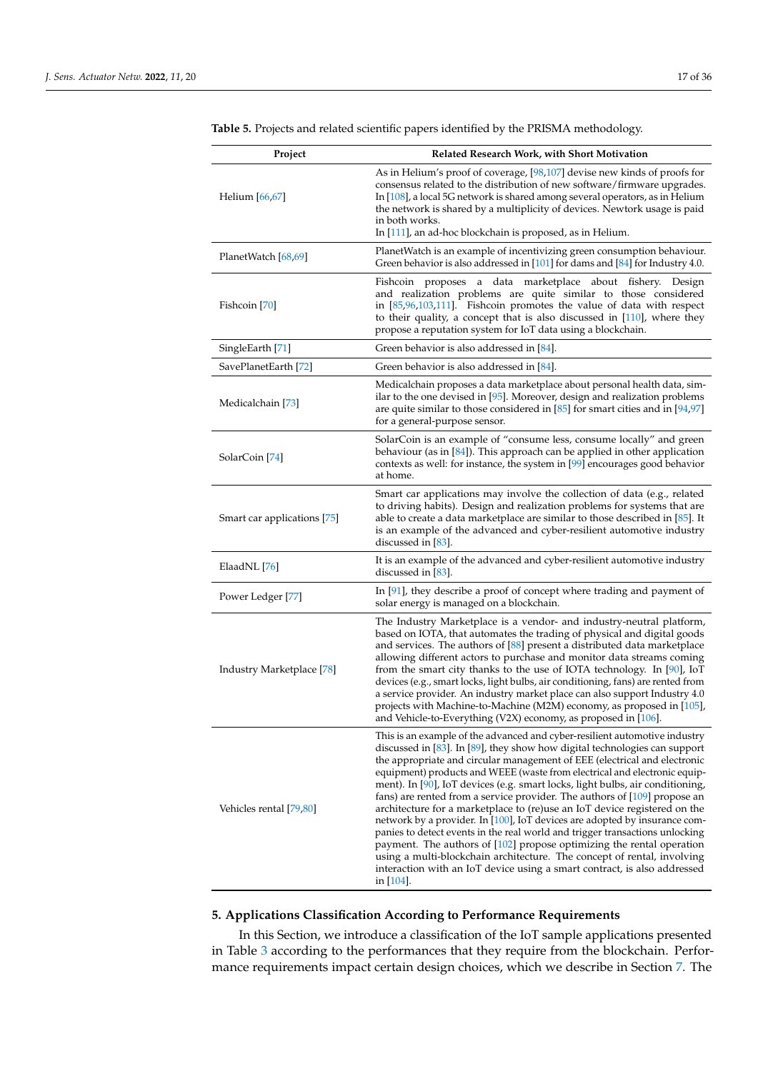**Table 5.** Projects and related scientific papers identified by the PRISMA methodology.

| Project | Related Research Work, with Short Motivation |
| --- | --- |
| Helium [66,67] | As in Helium's proof of coverage, [98,107] devise new kinds of proofs for consensus related to the distribution of new software/firmware upgrades. In [108], a local 5G network is shared among several operators, as in Helium the network is shared by a multiplicity of devices. Newtork usage is paid in both works. In [111], an ad-hoc blockchain is proposed, as in Helium. |
| PlanetWatch [68,69] | PlanetWatch is an example of incentivizing green consumption behaviour. Green behavior is also addressed in [101] for dams and [84] for Industry 4.0. |
| Fishcoin [70] | Fishcoin proposes a data marketplace about fishery. Design and realization problems are quite similar to those considered in [85,96,103,111]. Fishcoin promotes the value of data with respect to their quality, a concept that is also discussed in [110], where they propose a reputation system for IoT data using a blockchain. |
| SingleEarth [71] | Green behavior is also addressed in [84]. |
| SavePlanetEarth [72] | Green behavior is also addressed in [84]. |
| Medicalchain [73] | Medicalchain proposes a data marketplace about personal health data, similar to the one devised in [95]. Moreover, design and realization problems are quite similar to those considered in [85] for smart cities and in [94,97] for a general-purpose sensor. |
| SolarCoin [74] | SolarCoin is an example of "consume less, consume locally" and green behaviour (as in [84]). This approach can be applied in other application contexts as well: for instance, the system in [99] encourages good behavior at home. |
| Smart car applications [75] | Smart car applications may involve the collection of data (e.g., related to driving habits). Design and realization problems for systems that are able to create a data marketplace are similar to those described in [85]. It is an example of the advanced and cyber-resilient automotive industry discussed in [83]. |
| ElaadNL [76] | It is an example of the advanced and cyber-resilient automotive industry discussed in [83]. |
| Power Ledger [77] | In [91], they describe a proof of concept where trading and payment of solar energy is managed on a blockchain. |
| Industry Marketplace [78] | The Industry Marketplace is a vendor- and industry-neutral platform, based on IOTA, that automates the trading of physical and digital goods and services. The authors of [88] present a distributed data marketplace allowing different actors to purchase and monitor data streams coming from the smart city thanks to the use of IOTA technology. In [90], IoT devices (e.g., smart locks, light bulbs, air conditioning, fans) are rented from a service provider. An industry market place can also support Industry 4.0 projects with Machine-to-Machine (M2M) economy, as proposed in [105], and Vehicle-to-Everything (V2X) economy, as proposed in [106]. |
| Vehicles rental [79,80] | This is an example of the advanced and cyber-resilient automotive industry discussed in [83]. In [89], they show how digital technologies can support the appropriate and circular management of EEE (electrical and electronic equipment) products and WEEE (waste from electrical and electronic equipment). In [90], IoT devices (e.g. smart locks, light bulbs, air conditioning, fans) are rented from a service provider. The authors of [109] propose an architecture for a marketplace to (re)use an IoT device registered on the network by a provider. In [100], IoT devices are adopted by insurance companies to detect events in the real world and trigger transactions unlocking payment. The authors of [102] propose optimizing the rental operation using a multi-blockchain architecture. The concept of rental, involving interaction with an IoT device using a smart contract, is also addressed in [104]. |

## 5. Applications Classification According to Performance Requirements

In this Section, we introduce a classification of the IoT sample applications presented in Table 3 according to the performances that they require from the blockchain. Performance requirements impact certain design choices, which we describe in Section 7. The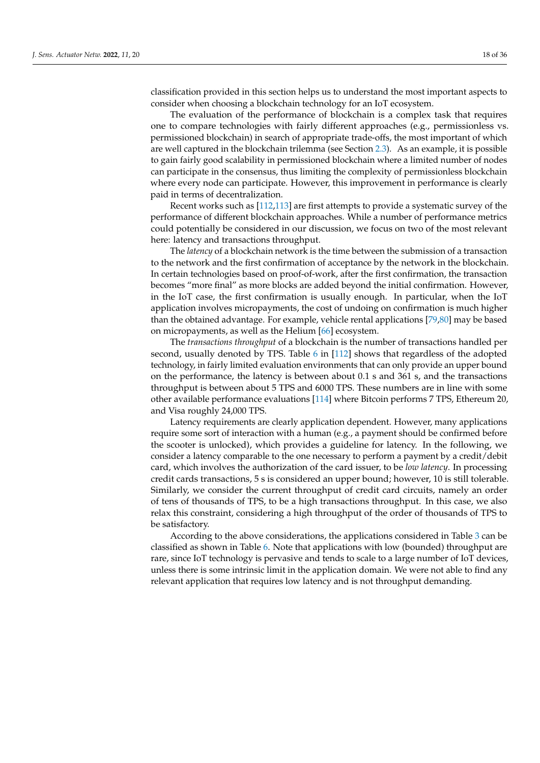classification provided in this section helps us to understand the most important aspects to consider when choosing a blockchain technology for an IoT ecosystem.

The evaluation of the performance of blockchain is a complex task that requires one to compare technologies with fairly different approaches (e.g., permissionless vs. permissioned blockchain) in search of appropriate trade-offs, the most important of which are well captured in the blockchain trilemma (see Section 2.3). As an example, it is possible to gain fairly good scalability in permissioned blockchain where a limited number of nodes can participate in the consensus, thus limiting the complexity of permissionless blockchain where every node can participate. However, this improvement in performance is clearly paid in terms of decentralization.

Recent works such as [112,113] are first attempts to provide a systematic survey of the performance of different blockchain approaches. While a number of performance metrics could potentially be considered in our discussion, we focus on two of the most relevant here: latency and transactions throughput.

The *latency* of a blockchain network is the time between the submission of a transaction to the network and the first confirmation of acceptance by the network in the blockchain. In certain technologies based on proof-of-work, after the first confirmation, the transaction becomes "more final" as more blocks are added beyond the initial confirmation. However, in the IoT case, the first confirmation is usually enough. In particular, when the IoT application involves micropayments, the cost of undoing on confirmation is much higher than the obtained advantage. For example, vehicle rental applications [79,80] may be based on micropayments, as well as the Helium [66] ecosystem.

The *transactions throughput* of a blockchain is the number of transactions handled per second, usually denoted by TPS. Table 6 in [112] shows that regardless of the adopted technology, in fairly limited evaluation environments that can only provide an upper bound on the performance, the latency is between about 0.1 s and 361 s, and the transactions throughput is between about 5 TPS and 6000 TPS. These numbers are in line with some other available performance evaluations [114] where Bitcoin performs 7 TPS, Ethereum 20, and Visa roughly 24,000 TPS.

Latency requirements are clearly application dependent. However, many applications require some sort of interaction with a human (e.g., a payment should be confirmed before the scooter is unlocked), which provides a guideline for latency. In the following, we consider a latency comparable to the one necessary to perform a payment by a credit/debit card, which involves the authorization of the card issuer, to be *low latency*. In processing credit cards transactions, 5 s is considered an upper bound; however, 10 is still tolerable. Similarly, we consider the current throughput of credit card circuits, namely an order of tens of thousands of TPS, to be a high transactions throughput. In this case, we also relax this constraint, considering a high throughput of the order of thousands of TPS to be satisfactory.

According to the above considerations, the applications considered in Table 3 can be classified as shown in Table 6. Note that applications with low (bounded) throughput are rare, since IoT technology is pervasive and tends to scale to a large number of IoT devices, unless there is some intrinsic limit in the application domain. We were not able to find any relevant application that requires low latency and is not throughput demanding.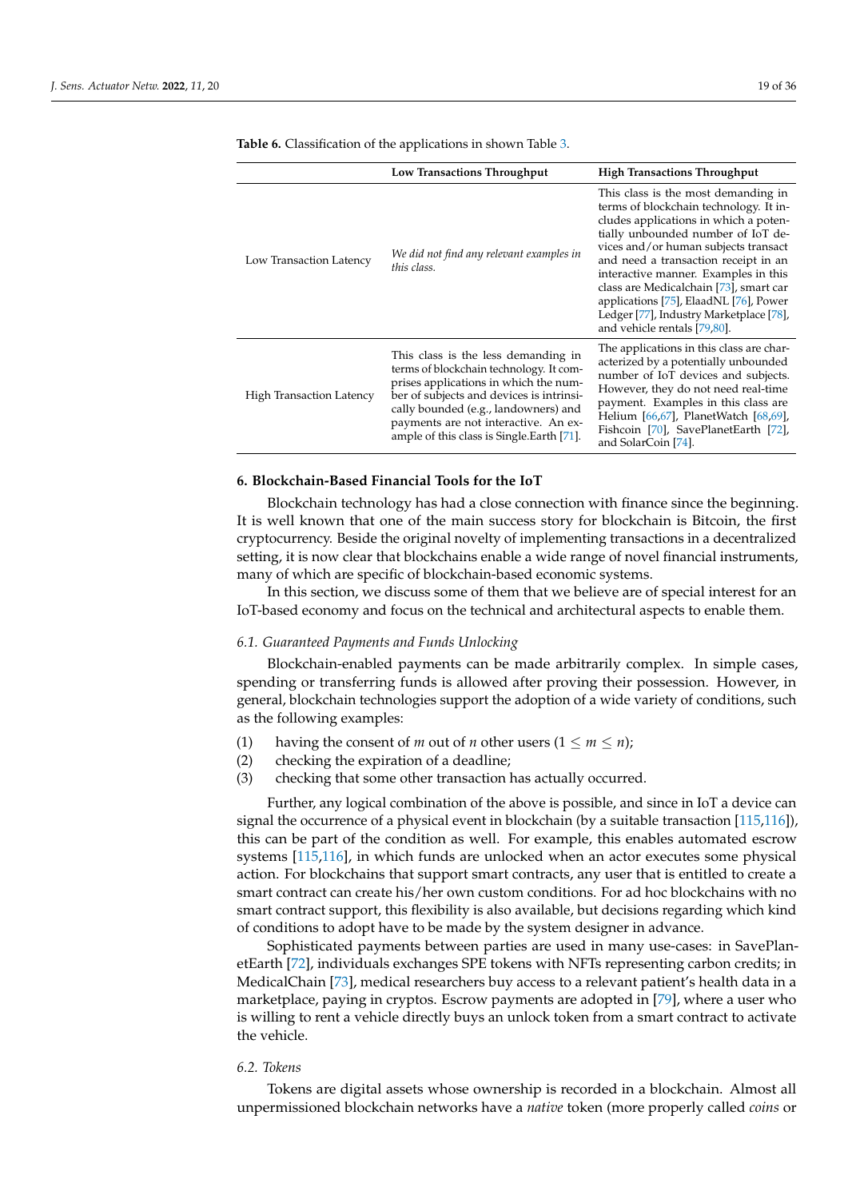**Table 6.** Classification of the applications in shown Table 3.

| | Low Transactions Throughput | High Transactions Throughput |
|---|---|---|
| Low Transaction Latency | *We did not find any relevant examples in this class.* | This class is the most demanding in terms of blockchain technology. It includes applications in which a potentially unbounded number of IoT devices and/or human subjects transact and need a transaction receipt in an interactive manner. Examples in this class are Medicalchain [73], smart car applications [75], ElaadNL [76], Power Ledger [77], Industry Marketplace [78], and vehicle rentals [79,80]. |
| High Transaction Latency | This class is the less demanding in terms of blockchain technology. It comprises applications in which the number of subjects and devices is intrinsically bounded (e.g., landowners) and payments are not interactive. An example of this class is Single.Earth [71]. | The applications in this class are characterized by a potentially unbounded number of IoT devices and subjects. However, they do not need real-time payment. Examples in this class are Helium [66,67], PlanetWatch [68,69], Fishcoin [70], SavePlanetEarth [72], and SolarCoin [74]. |

## 6. Blockchain-Based Financial Tools for the IoT

Blockchain technology has had a close connection with finance since the beginning. It is well known that one of the main success story for blockchain is Bitcoin, the first cryptocurrency. Beside the original novelty of implementing transactions in a decentralized setting, it is now clear that blockchains enable a wide range of novel financial instruments, many of which are specific of blockchain-based economic systems.

In this section, we discuss some of them that we believe are of special interest for an IoT-based economy and focus on the technical and architectural aspects to enable them.

### *6.1. Guaranteed Payments and Funds Unlocking*

Blockchain-enabled payments can be made arbitrarily complex. In simple cases, spending or transferring funds is allowed after proving their possession. However, in general, blockchain technologies support the adoption of a wide variety of conditions, such as the following examples:

(1) having the consent of $m$ out of $n$ other users ($1 \leq m \leq n$);
(2) checking the expiration of a deadline;
(3) checking that some other transaction has actually occurred.

Further, any logical combination of the above is possible, and since in IoT a device can signal the occurrence of a physical event in blockchain (by a suitable transaction [115,116]), this can be part of the condition as well. For example, this enables automated escrow systems [115,116], in which funds are unlocked when an actor executes some physical action. For blockchains that support smart contracts, any user that is entitled to create a smart contract can create his/her own custom conditions. For ad hoc blockchains with no smart contract support, this flexibility is also available, but decisions regarding which kind of conditions to adopt have to be made by the system designer in advance.

Sophisticated payments between parties are used in many use-cases: in SavePlanetEarth [72], individuals exchanges SPE tokens with NFTs representing carbon credits; in MedicalChain [73], medical researchers buy access to a relevant patient's health data in a marketplace, paying in cryptos. Escrow payments are adopted in [79], where a user who is willing to rent a vehicle directly buys an unlock token from a smart contract to activate the vehicle.

### *6.2. Tokens*

Tokens are digital assets whose ownership is recorded in a blockchain. Almost all unpermissioned blockchain networks have a *native* token (more properly called *coins* or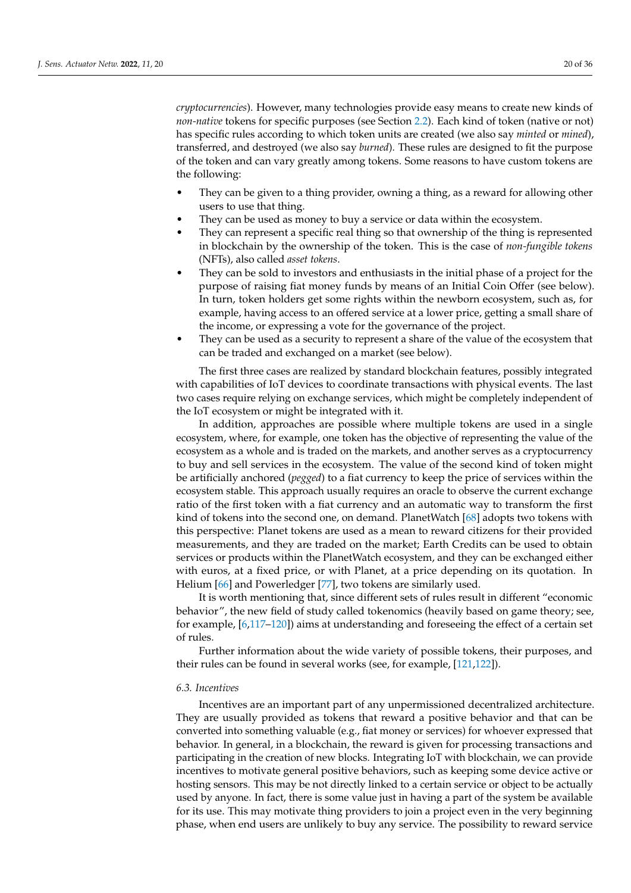*cryptocurrencies*). However, many technologies provide easy means to create new kinds of *non-native* tokens for specific purposes (see Section 2.2). Each kind of token (native or not) has specific rules according to which token units are created (we also say *minted* or *mined*), transferred, and destroyed (we also say *burned*). These rules are designed to fit the purpose of the token and can vary greatly among tokens. Some reasons to have custom tokens are the following:

- They can be given to a thing provider, owning a thing, as a reward for allowing other users to use that thing.
- They can be used as money to buy a service or data within the ecosystem.
- They can represent a specific real thing so that ownership of the thing is represented in blockchain by the ownership of the token. This is the case of *non-fungible tokens* (NFTs), also called *asset tokens*.
- They can be sold to investors and enthusiasts in the initial phase of a project for the purpose of raising fiat money funds by means of an Initial Coin Offer (see below). In turn, token holders get some rights within the newborn ecosystem, such as, for example, having access to an offered service at a lower price, getting a small share of the income, or expressing a vote for the governance of the project.
- They can be used as a security to represent a share of the value of the ecosystem that can be traded and exchanged on a market (see below).

The first three cases are realized by standard blockchain features, possibly integrated with capabilities of IoT devices to coordinate transactions with physical events. The last two cases require relying on exchange services, which might be completely independent of the IoT ecosystem or might be integrated with it.

In addition, approaches are possible where multiple tokens are used in a single ecosystem, where, for example, one token has the objective of representing the value of the ecosystem as a whole and is traded on the markets, and another serves as a cryptocurrency to buy and sell services in the ecosystem. The value of the second kind of token might be artificially anchored (*pegged*) to a fiat currency to keep the price of services within the ecosystem stable. This approach usually requires an oracle to observe the current exchange ratio of the first token with a fiat currency and an automatic way to transform the first kind of tokens into the second one, on demand. PlanetWatch [68] adopts two tokens with this perspective: Planet tokens are used as a mean to reward citizens for their provided measurements, and they are traded on the market; Earth Credits can be used to obtain services or products within the PlanetWatch ecosystem, and they can be exchanged either with euros, at a fixed price, or with Planet, at a price depending on its quotation. In Helium [66] and Powerledger [77], two tokens are similarly used.

It is worth mentioning that, since different sets of rules result in different "economic behavior", the new field of study called tokenomics (heavily based on game theory; see, for example, [6,117–120]) aims at understanding and foreseeing the effect of a certain set of rules.

Further information about the wide variety of possible tokens, their purposes, and their rules can be found in several works (see, for example, [121,122]).

### 6.3. Incentives

Incentives are an important part of any unpermissioned decentralized architecture. They are usually provided as tokens that reward a positive behavior and that can be converted into something valuable (e.g., fiat money or services) for whoever expressed that behavior. In general, in a blockchain, the reward is given for processing transactions and participating in the creation of new blocks. Integrating IoT with blockchain, we can provide incentives to motivate general positive behaviors, such as keeping some device active or hosting sensors. This may be not directly linked to a certain service or object to be actually used by anyone. In fact, there is some value just in having a part of the system be available for its use. This may motivate thing providers to join a project even in the very beginning phase, when end users are unlikely to buy any service. The possibility to reward service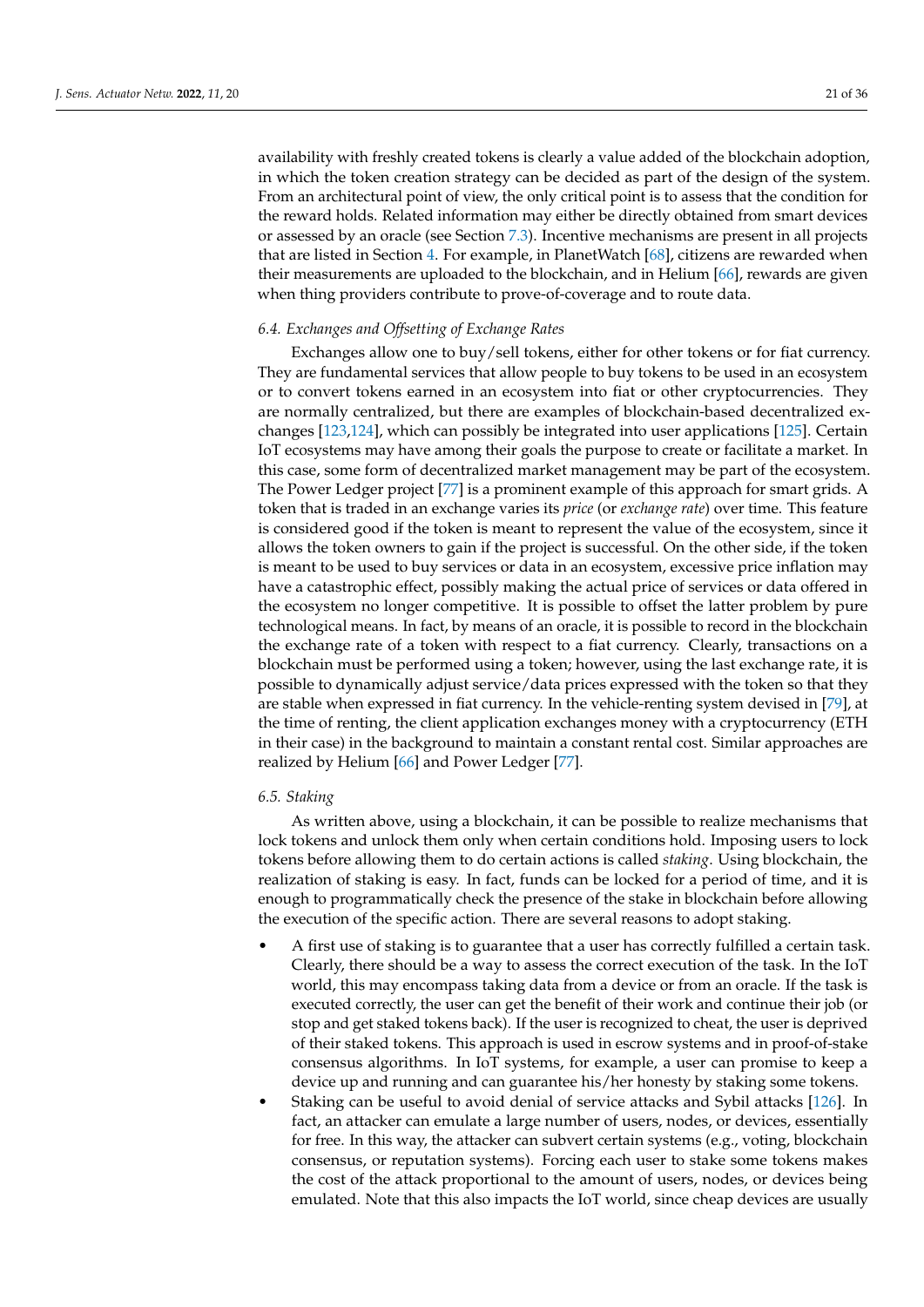availability with freshly created tokens is clearly a value added of the blockchain adoption, in which the token creation strategy can be decided as part of the design of the system. From an architectural point of view, the only critical point is to assess that the condition for the reward holds. Related information may either be directly obtained from smart devices or assessed by an oracle (see Section 7.3). Incentive mechanisms are present in all projects that are listed in Section 4. For example, in PlanetWatch [68], citizens are rewarded when their measurements are uploaded to the blockchain, and in Helium [66], rewards are given when thing providers contribute to prove-of-coverage and to route data.

### 6.4. Exchanges and Offsetting of Exchange Rates

Exchanges allow one to buy/sell tokens, either for other tokens or for fiat currency. They are fundamental services that allow people to buy tokens to be used in an ecosystem or to convert tokens earned in an ecosystem into fiat or other cryptocurrencies. They are normally centralized, but there are examples of blockchain-based decentralized exchanges [123,124], which can possibly be integrated into user applications [125]. Certain IoT ecosystems may have among their goals the purpose to create or facilitate a market. In this case, some form of decentralized market management may be part of the ecosystem. The Power Ledger project [77] is a prominent example of this approach for smart grids. A token that is traded in an exchange varies its *price* (or *exchange rate*) over time. This feature is considered good if the token is meant to represent the value of the ecosystem, since it allows the token owners to gain if the project is successful. On the other side, if the token is meant to be used to buy services or data in an ecosystem, excessive price inflation may have a catastrophic effect, possibly making the actual price of services or data offered in the ecosystem no longer competitive. It is possible to offset the latter problem by pure technological means. In fact, by means of an oracle, it is possible to record in the blockchain the exchange rate of a token with respect to a fiat currency. Clearly, transactions on a blockchain must be performed using a token; however, using the last exchange rate, it is possible to dynamically adjust service/data prices expressed with the token so that they are stable when expressed in fiat currency. In the vehicle-renting system devised in [79], at the time of renting, the client application exchanges money with a cryptocurrency (ETH in their case) in the background to maintain a constant rental cost. Similar approaches are realized by Helium [66] and Power Ledger [77].

### 6.5. Staking

As written above, using a blockchain, it can be possible to realize mechanisms that lock tokens and unlock them only when certain conditions hold. Imposing users to lock tokens before allowing them to do certain actions is called *staking*. Using blockchain, the realization of staking is easy. In fact, funds can be locked for a period of time, and it is enough to programmatically check the presence of the stake in blockchain before allowing the execution of the specific action. There are several reasons to adopt staking.

- A first use of staking is to guarantee that a user has correctly fulfilled a certain task. Clearly, there should be a way to assess the correct execution of the task. In the IoT world, this may encompass taking data from a device or from an oracle. If the task is executed correctly, the user can get the benefit of their work and continue their job (or stop and get staked tokens back). If the user is recognized to cheat, the user is deprived of their staked tokens. This approach is used in escrow systems and in proof-of-stake consensus algorithms. In IoT systems, for example, a user can promise to keep a device up and running and can guarantee his/her honesty by staking some tokens.
- Staking can be useful to avoid denial of service attacks and Sybil attacks [126]. In fact, an attacker can emulate a large number of users, nodes, or devices, essentially for free. In this way, the attacker can subvert certain systems (e.g., voting, blockchain consensus, or reputation systems). Forcing each user to stake some tokens makes the cost of the attack proportional to the amount of users, nodes, or devices being emulated. Note that this also impacts the IoT world, since cheap devices are usually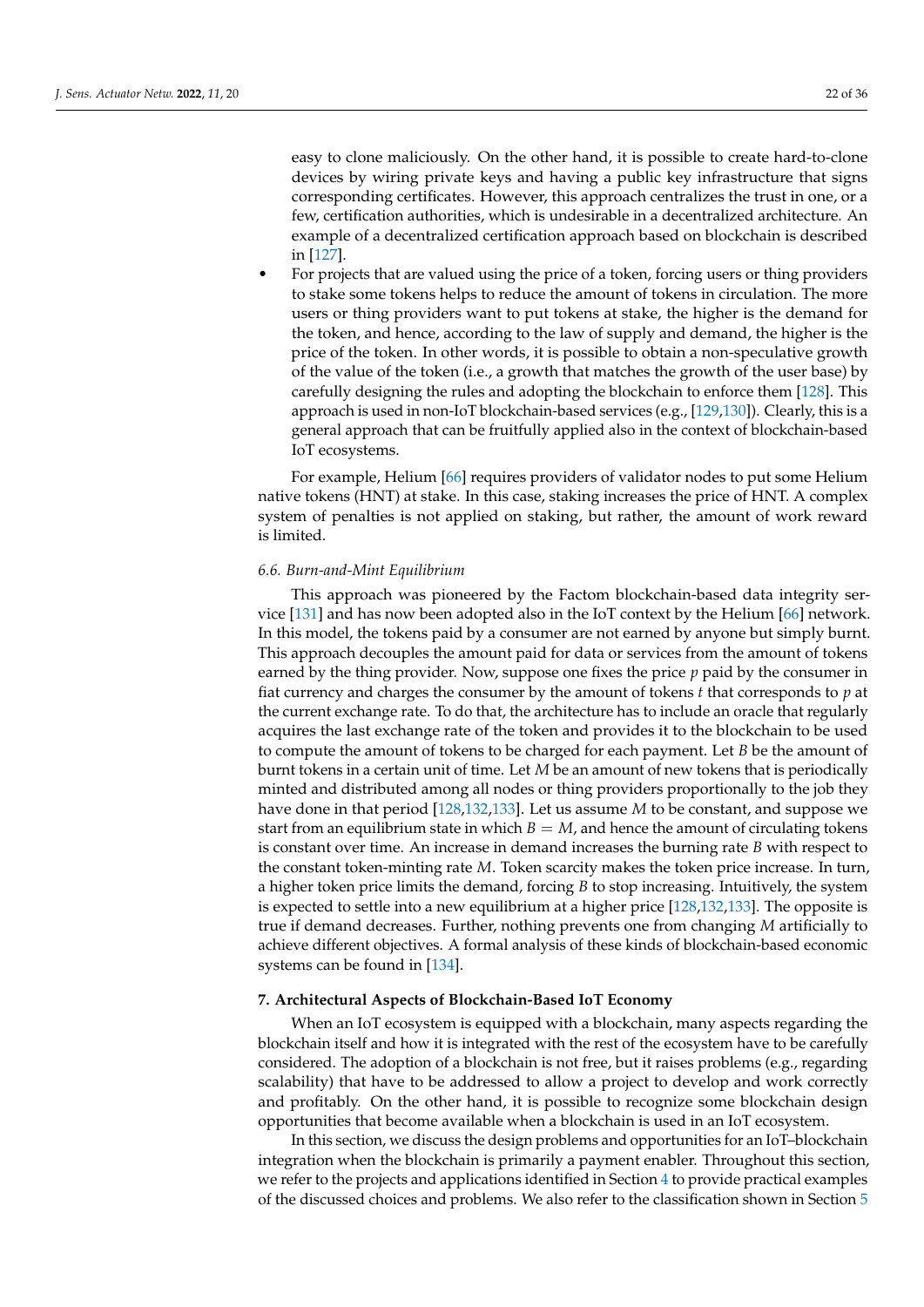easy to clone maliciously. On the other hand, it is possible to create hard-to-clone devices by wiring private keys and having a public key infrastructure that signs corresponding certificates. However, this approach centralizes the trust in one, or a few, certification authorities, which is undesirable in a decentralized architecture. An example of a decentralized certification approach based on blockchain is described in [127].

- For projects that are valued using the price of a token, forcing users or thing providers to stake some tokens helps to reduce the amount of tokens in circulation. The more users or thing providers want to put tokens at stake, the higher is the demand for the token, and hence, according to the law of supply and demand, the higher is the price of the token. In other words, it is possible to obtain a non-speculative growth of the value of the token (i.e., a growth that matches the growth of the user base) by carefully designing the rules and adopting the blockchain to enforce them [128]. This approach is used in non-IoT blockchain-based services (e.g., [129,130]). Clearly, this is a general approach that can be fruitfully applied also in the context of blockchain-based IoT ecosystems.

For example, Helium [66] requires providers of validator nodes to put some Helium native tokens (HNT) at stake. In this case, staking increases the price of HNT. A complex system of penalties is not applied on staking, but rather, the amount of work reward is limited.

### *6.6. Burn-and-Mint Equilibrium*

This approach was pioneered by the Factom blockchain-based data integrity service [131] and has now been adopted also in the IoT context by the Helium [66] network. In this model, the tokens paid by a consumer are not earned by anyone but simply burnt. This approach decouples the amount paid for data or services from the amount of tokens earned by the thing provider. Now, suppose one fixes the price $p$ paid by the consumer in fiat currency and charges the consumer by the amount of tokens $t$ that corresponds to $p$ at the current exchange rate. To do that, the architecture has to include an oracle that regularly acquires the last exchange rate of the token and provides it to the blockchain to be used to compute the amount of tokens to be charged for each payment. Let $B$ be the amount of burnt tokens in a certain unit of time. Let $M$ be an amount of new tokens that is periodically minted and distributed among all nodes or thing providers proportionally to the job they have done in that period [128,132,133]. Let us assume $M$ to be constant, and suppose we start from an equilibrium state in which $B = M$, and hence the amount of circulating tokens is constant over time. An increase in demand increases the burning rate $B$ with respect to the constant token-minting rate $M$. Token scarcity makes the token price increase. In turn, a higher token price limits the demand, forcing $B$ to stop increasing. Intuitively, the system is expected to settle into a new equilibrium at a higher price [128,132,133]. The opposite is true if demand decreases. Further, nothing prevents one from changing $M$ artificially to achieve different objectives. A formal analysis of these kinds of blockchain-based economic systems can be found in [134].

## **7. Architectural Aspects of Blockchain-Based IoT Economy**

When an IoT ecosystem is equipped with a blockchain, many aspects regarding the blockchain itself and how it is integrated with the rest of the ecosystem have to be carefully considered. The adoption of a blockchain is not free, but it raises problems (e.g., regarding scalability) that have to be addressed to allow a project to develop and work correctly and profitably. On the other hand, it is possible to recognize some blockchain design opportunities that become available when a blockchain is used in an IoT ecosystem.

In this section, we discuss the design problems and opportunities for an IoT–blockchain integration when the blockchain is primarily a payment enabler. Throughout this section, we refer to the projects and applications identified in Section 4 to provide practical examples of the discussed choices and problems. We also refer to the classification shown in Section 5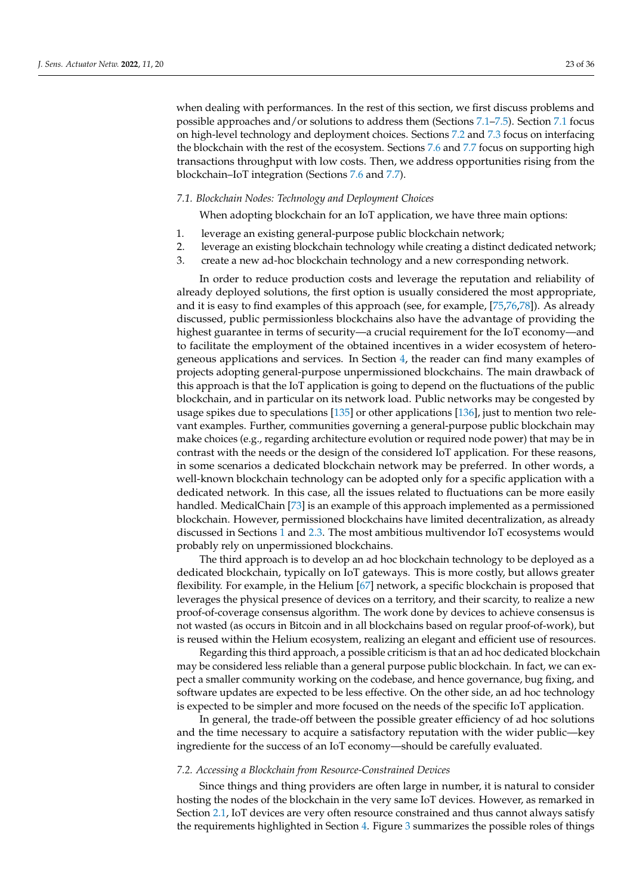when dealing with performances. In the rest of this section, we first discuss problems and possible approaches and/or solutions to address them (Sections 7.1–7.5). Section 7.1 focus on high-level technology and deployment choices. Sections 7.2 and 7.3 focus on interfacing the blockchain with the rest of the ecosystem. Sections 7.6 and 7.7 focus on supporting high transactions throughput with low costs. Then, we address opportunities rising from the blockchain–IoT integration (Sections 7.6 and 7.7).

### *7.1. Blockchain Nodes: Technology and Deployment Choices*

When adopting blockchain for an IoT application, we have three main options:

1. leverage an existing general-purpose public blockchain network;
2. leverage an existing blockchain technology while creating a distinct dedicated network;
3. create a new ad-hoc blockchain technology and a new corresponding network.

In order to reduce production costs and leverage the reputation and reliability of already deployed solutions, the first option is usually considered the most appropriate, and it is easy to find examples of this approach (see, for example, [75,76,78]). As already discussed, public permissionless blockchains also have the advantage of providing the highest guarantee in terms of security—a crucial requirement for the IoT economy—and to facilitate the employment of the obtained incentives in a wider ecosystem of heterogeneous applications and services. In Section 4, the reader can find many examples of projects adopting general-purpose unpermissioned blockchains. The main drawback of this approach is that the IoT application is going to depend on the fluctuations of the public blockchain, and in particular on its network load. Public networks may be congested by usage spikes due to speculations [135] or other applications [136], just to mention two relevant examples. Further, communities governing a general-purpose public blockchain may make choices (e.g., regarding architecture evolution or required node power) that may be in contrast with the needs or the design of the considered IoT application. For these reasons, in some scenarios a dedicated blockchain network may be preferred. In other words, a well-known blockchain technology can be adopted only for a specific application with a dedicated network. In this case, all the issues related to fluctuations can be more easily handled. MedicalChain [73] is an example of this approach implemented as a permissioned blockchain. However, permissioned blockchains have limited decentralization, as already discussed in Sections 1 and 2.3. The most ambitious multivendor IoT ecosystems would probably rely on unpermissioned blockchains.

The third approach is to develop an ad hoc blockchain technology to be deployed as a dedicated blockchain, typically on IoT gateways. This is more costly, but allows greater flexibility. For example, in the Helium [67] network, a specific blockchain is proposed that leverages the physical presence of devices on a territory, and their scarcity, to realize a new proof-of-coverage consensus algorithm. The work done by devices to achieve consensus is not wasted (as occurs in Bitcoin and in all blockchains based on regular proof-of-work), but is reused within the Helium ecosystem, realizing an elegant and efficient use of resources.

Regarding this third approach, a possible criticism is that an ad hoc dedicated blockchain may be considered less reliable than a general purpose public blockchain. In fact, we can expect a smaller community working on the codebase, and hence governance, bug fixing, and software updates are expected to be less effective. On the other side, an ad hoc technology is expected to be simpler and more focused on the needs of the specific IoT application.

In general, the trade-off between the possible greater efficiency of ad hoc solutions and the time necessary to acquire a satisfactory reputation with the wider public—key ingrediente for the success of an IoT economy—should be carefully evaluated.

### *7.2. Accessing a Blockchain from Resource-Constrained Devices*

Since things and thing providers are often large in number, it is natural to consider hosting the nodes of the blockchain in the very same IoT devices. However, as remarked in Section 2.1, IoT devices are very often resource constrained and thus cannot always satisfy the requirements highlighted in Section 4. Figure 3 summarizes the possible roles of things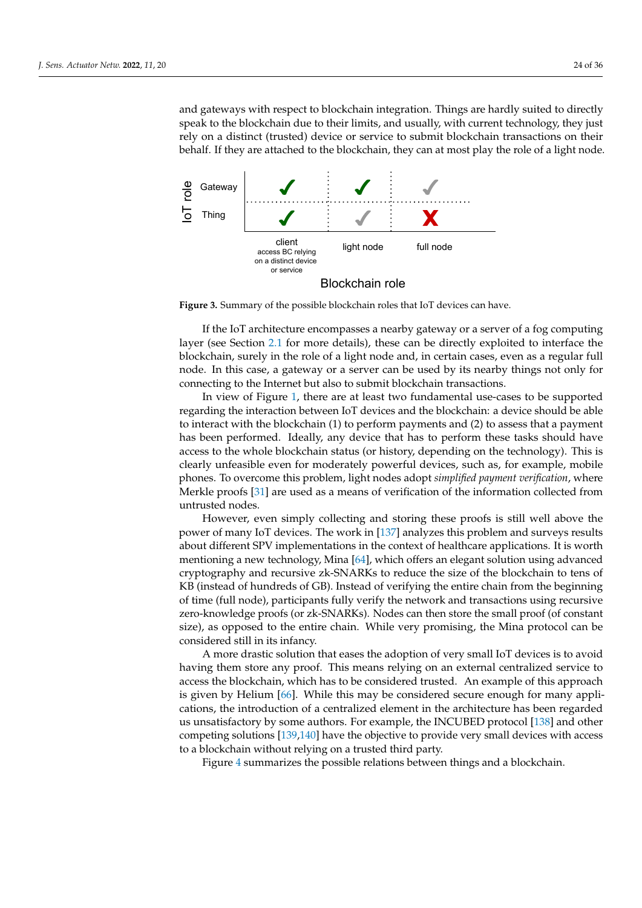and gateways with respect to blockchain integration. Things are hardly suited to directly speak to the blockchain due to their limits, and usually, with current technology, they just rely on a distinct (trusted) device or service to submit blockchain transactions on their behalf. If they are attached to the blockchain, they can at most play the role of a light node.

**Figure 3.** Summary of the possible blockchain roles that IoT devices can have.

If the IoT architecture encompasses a nearby gateway or a server of a fog computing layer (see Section 2.1 for more details), these can be directly exploited to interface the blockchain, surely in the role of a light node and, in certain cases, even as a regular full node. In this case, a gateway or a server can be used by its nearby things not only for connecting to the Internet but also to submit blockchain transactions.

In view of Figure 1, there are at least two fundamental use-cases to be supported regarding the interaction between IoT devices and the blockchain: a device should be able to interact with the blockchain (1) to perform payments and (2) to assess that a payment has been performed. Ideally, any device that has to perform these tasks should have access to the whole blockchain status (or history, depending on the technology). This is clearly unfeasible even for moderately powerful devices, such as, for example, mobile phones. To overcome this problem, light nodes adopt *simplified payment verification*, where Merkle proofs [31] are used as a means of verification of the information collected from untrusted nodes.

However, even simply collecting and storing these proofs is still well above the power of many IoT devices. The work in [137] analyzes this problem and surveys results about different SPV implementations in the context of healthcare applications. It is worth mentioning a new technology, Mina [64], which offers an elegant solution using advanced cryptography and recursive zk-SNARKs to reduce the size of the blockchain to tens of KB (instead of hundreds of GB). Instead of verifying the entire chain from the beginning of time (full node), participants fully verify the network and transactions using recursive zero-knowledge proofs (or zk-SNARKs). Nodes can then store the small proof (of constant size), as opposed to the entire chain. While very promising, the Mina protocol can be considered still in its infancy.

A more drastic solution that eases the adoption of very small IoT devices is to avoid having them store any proof. This means relying on an external centralized service to access the blockchain, which has to be considered trusted. An example of this approach is given by Helium [66]. While this may be considered secure enough for many applications, the introduction of a centralized element in the architecture has been regarded us unsatisfactory by some authors. For example, the INCUBED protocol [138] and other competing solutions [139,140] have the objective to provide very small devices with access to a blockchain without relying on a trusted third party.

Figure 4 summarizes the possible relations between things and a blockchain.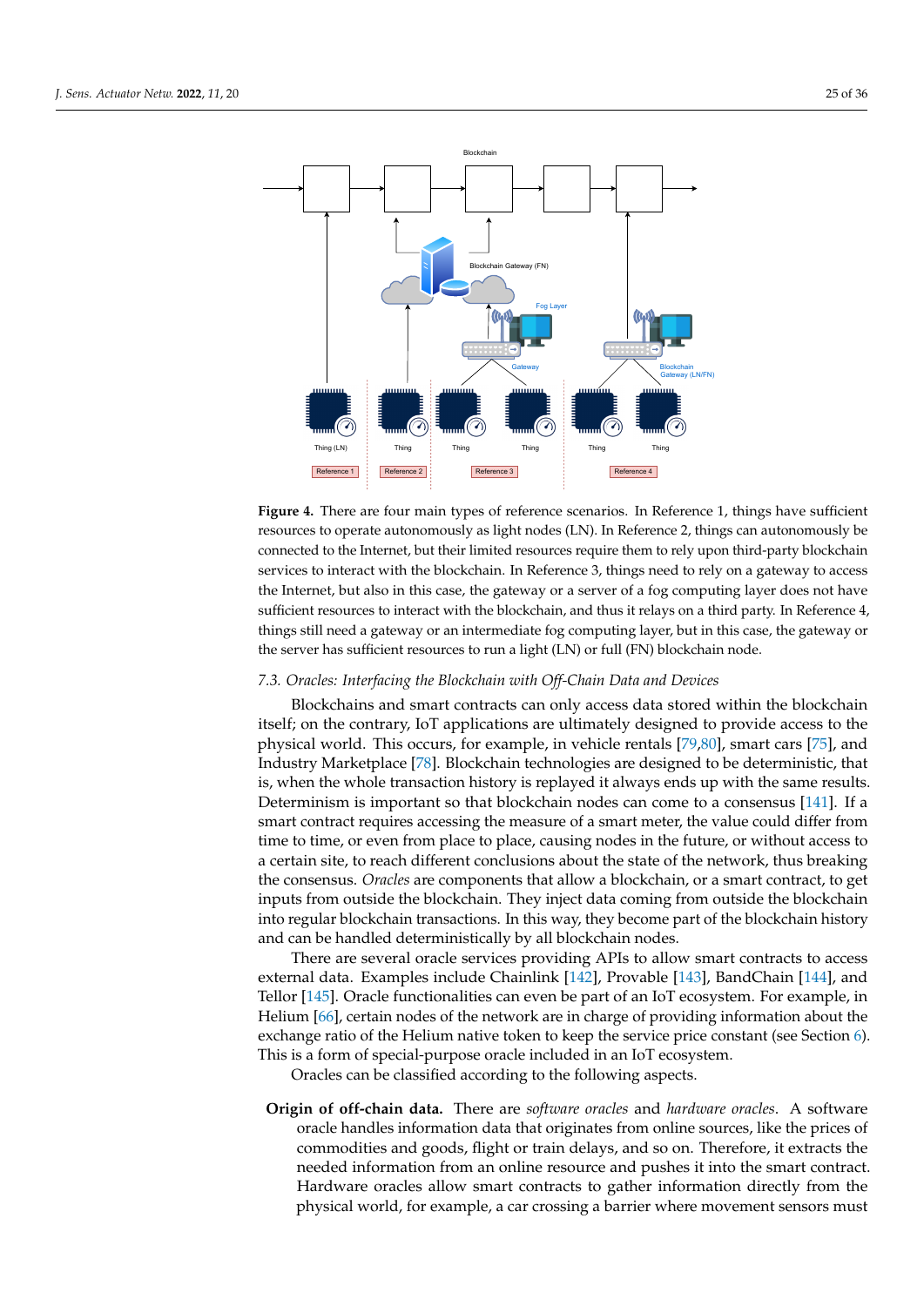**Figure 4.** There are four main types of reference scenarios. In Reference 1, things have sufficient resources to operate autonomously as light nodes (LN). In Reference 2, things can autonomously be connected to the Internet, but their limited resources require them to rely upon third-party blockchain services to interact with the blockchain. In Reference 3, things need to rely on a gateway to access the Internet, but also in this case, the gateway or a server of a fog computing layer does not have sufficient resources to interact with the blockchain, and thus it relays on a third party. In Reference 4, things still need a gateway or an intermediate fog computing layer, but in this case, the gateway or the server has sufficient resources to run a light (LN) or full (FN) blockchain node.

### 7.3. Oracles: Interfacing the Blockchain with Off-Chain Data and Devices

Blockchains and smart contracts can only access data stored within the blockchain itself; on the contrary, IoT applications are ultimately designed to provide access to the physical world. This occurs, for example, in vehicle rentals [79,80], smart cars [75], and Industry Marketplace [78]. Blockchain technologies are designed to be deterministic, that is, when the whole transaction history is replayed it always ends up with the same results. Determinism is important so that blockchain nodes can come to a consensus [141]. If a smart contract requires accessing the measure of a smart meter, the value could differ from time to time, or even from place to place, causing nodes in the future, or without access to a certain site, to reach different conclusions about the state of the network, thus breaking the consensus. *Oracles* are components that allow a blockchain, or a smart contract, to get inputs from outside the blockchain. They inject data coming from outside the blockchain into regular blockchain transactions. In this way, they become part of the blockchain history and can be handled deterministically by all blockchain nodes.

There are several oracle services providing APIs to allow smart contracts to access external data. Examples include Chainlink [142], Provable [143], BandChain [144], and Tellor [145]. Oracle functionalities can even be part of an IoT ecosystem. For example, in Helium [66], certain nodes of the network are in charge of providing information about the exchange ratio of the Helium native token to keep the service price constant (see Section 6). This is a form of special-purpose oracle included in an IoT ecosystem.

Oracles can be classified according to the following aspects.

**Origin of off-chain data.** There are *software oracles* and *hardware oracles*. A software oracle handles information data that originates from online sources, like the prices of commodities and goods, flight or train delays, and so on. Therefore, it extracts the needed information from an online resource and pushes it into the smart contract. Hardware oracles allow smart contracts to gather information directly from the physical world, for example, a car crossing a barrier where movement sensors must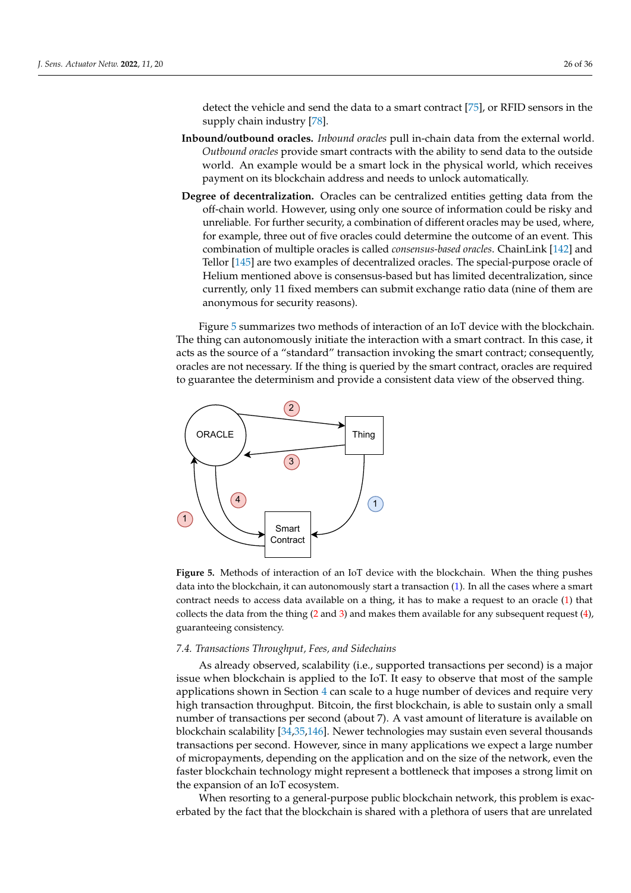detect the vehicle and send the data to a smart contract [75], or RFID sensors in the supply chain industry [78].

**Inbound/outbound oracles.** *Inbound oracles* pull in-chain data from the external world. *Outbound oracles* provide smart contracts with the ability to send data to the outside world. An example would be a smart lock in the physical world, which receives payment on its blockchain address and needs to unlock automatically.

**Degree of decentralization.** Oracles can be centralized entities getting data from the off-chain world. However, using only one source of information could be risky and unreliable. For further security, a combination of different oracles may be used, where, for example, three out of five oracles could determine the outcome of an event. This combination of multiple oracles is called *consensus-based oracles*. ChainLink [142] and Tellor [145] are two examples of decentralized oracles. The special-purpose oracle of Helium mentioned above is consensus-based but has limited decentralization, since currently, only 11 fixed members can submit exchange ratio data (nine of them are anonymous for security reasons).

Figure 5 summarizes two methods of interaction of an IoT device with the blockchain. The thing can autonomously initiate the interaction with a smart contract. In this case, it acts as the source of a "standard" transaction invoking the smart contract; consequently, oracles are not necessary. If the thing is queried by the smart contract, oracles are required to guarantee the determinism and provide a consistent data view of the observed thing.

**Figure 5.** Methods of interaction of an IoT device with the blockchain. When the thing pushes data into the blockchain, it can autonomously start a transaction (1). In all the cases where a smart contract needs to access data available on a thing, it has to make a request to an oracle (1) that collects the data from the thing (2 and 3) and makes them available for any subsequent request (4), guaranteeing consistency.

### 7.4. Transactions Throughput, Fees, and Sidechains

As already observed, scalability (i.e., supported transactions per second) is a major issue when blockchain is applied to the IoT. It easy to observe that most of the sample applications shown in Section 4 can scale to a huge number of devices and require very high transaction throughput. Bitcoin, the first blockchain, is able to sustain only a small number of transactions per second (about 7). A vast amount of literature is available on blockchain scalability [34,35,146]. Newer technologies may sustain even several thousands transactions per second. However, since in many applications we expect a large number of micropayments, depending on the application and on the size of the network, even the faster blockchain technology might represent a bottleneck that imposes a strong limit on the expansion of an IoT ecosystem.

When resorting to a general-purpose public blockchain network, this problem is exacerbated by the fact that the blockchain is shared with a plethora of users that are unrelated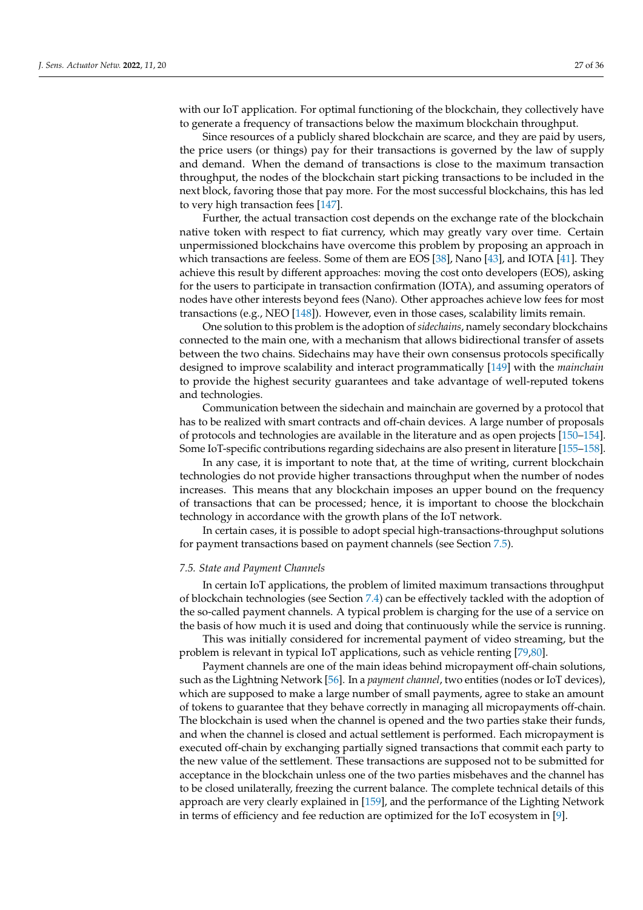with our IoT application. For optimal functioning of the blockchain, they collectively have to generate a frequency of transactions below the maximum blockchain throughput.

Since resources of a publicly shared blockchain are scarce, and they are paid by users, the price users (or things) pay for their transactions is governed by the law of supply and demand. When the demand of transactions is close to the maximum transaction throughput, the nodes of the blockchain start picking transactions to be included in the next block, favoring those that pay more. For the most successful blockchains, this has led to very high transaction fees [147].

Further, the actual transaction cost depends on the exchange rate of the blockchain native token with respect to fiat currency, which may greatly vary over time. Certain unpermissioned blockchains have overcome this problem by proposing an approach in which transactions are feeless. Some of them are EOS [38], Nano [43], and IOTA [41]. They achieve this result by different approaches: moving the cost onto developers (EOS), asking for the users to participate in transaction confirmation (IOTA), and assuming operators of nodes have other interests beyond fees (Nano). Other approaches achieve low fees for most transactions (e.g., NEO [148]). However, even in those cases, scalability limits remain.

One solution to this problem is the adoption of *sidechains*, namely secondary blockchains connected to the main one, with a mechanism that allows bidirectional transfer of assets between the two chains. Sidechains may have their own consensus protocols specifically designed to improve scalability and interact programmatically [149] with the *mainchain* to provide the highest security guarantees and take advantage of well-reputed tokens and technologies.

Communication between the sidechain and mainchain are governed by a protocol that has to be realized with smart contracts and off-chain devices. A large number of proposals of protocols and technologies are available in the literature and as open projects [150–154]. Some IoT-specific contributions regarding sidechains are also present in literature [155–158].

In any case, it is important to note that, at the time of writing, current blockchain technologies do not provide higher transactions throughput when the number of nodes increases. This means that any blockchain imposes an upper bound on the frequency of transactions that can be processed; hence, it is important to choose the blockchain technology in accordance with the growth plans of the IoT network.

In certain cases, it is possible to adopt special high-transactions-throughput solutions for payment transactions based on payment channels (see Section 7.5).

### 7.5. State and Payment Channels

In certain IoT applications, the problem of limited maximum transactions throughput of blockchain technologies (see Section 7.4) can be effectively tackled with the adoption of the so-called payment channels. A typical problem is charging for the use of a service on the basis of how much it is used and doing that continuously while the service is running.

This was initially considered for incremental payment of video streaming, but the problem is relevant in typical IoT applications, such as vehicle renting [79,80].

Payment channels are one of the main ideas behind micropayment off-chain solutions, such as the Lightning Network [56]. In a *payment channel*, two entities (nodes or IoT devices), which are supposed to make a large number of small payments, agree to stake an amount of tokens to guarantee that they behave correctly in managing all micropayments off-chain. The blockchain is used when the channel is opened and the two parties stake their funds, and when the channel is closed and actual settlement is performed. Each micropayment is executed off-chain by exchanging partially signed transactions that commit each party to the new value of the settlement. These transactions are supposed not to be submitted for acceptance in the blockchain unless one of the two parties misbehaves and the channel has to be closed unilaterally, freezing the current balance. The complete technical details of this approach are very clearly explained in [159], and the performance of the Lighting Network in terms of efficiency and fee reduction are optimized for the IoT ecosystem in [9].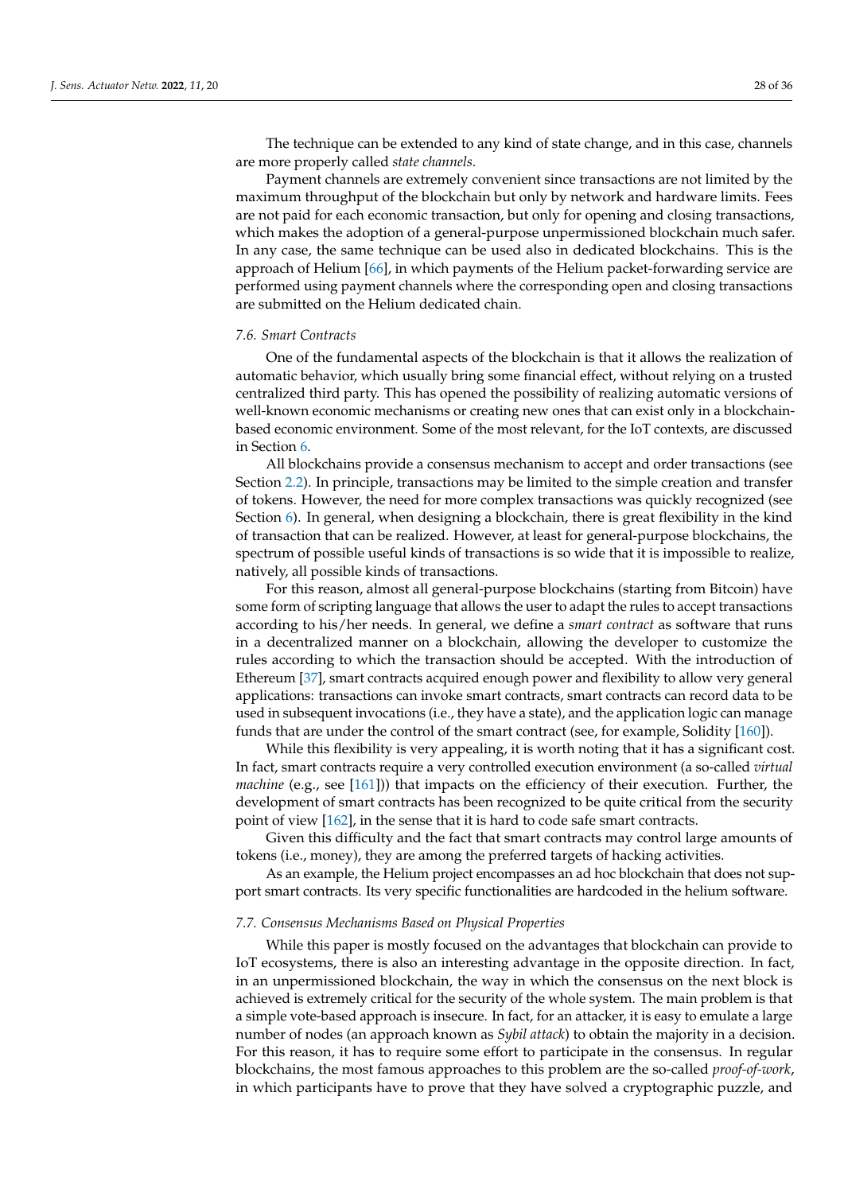The technique can be extended to any kind of state change, and in this case, channels are more properly called *state channels*.

Payment channels are extremely convenient since transactions are not limited by the maximum throughput of the blockchain but only by network and hardware limits. Fees are not paid for each economic transaction, but only for opening and closing transactions, which makes the adoption of a general-purpose unpermissioned blockchain much safer. In any case, the same technique can be used also in dedicated blockchains. This is the approach of Helium [66], in which payments of the Helium packet-forwarding service are performed using payment channels where the corresponding open and closing transactions are submitted on the Helium dedicated chain.

### 7.6. Smart Contracts

One of the fundamental aspects of the blockchain is that it allows the realization of automatic behavior, which usually bring some financial effect, without relying on a trusted centralized third party. This has opened the possibility of realizing automatic versions of well-known economic mechanisms or creating new ones that can exist only in a blockchain-based economic environment. Some of the most relevant, for the IoT contexts, are discussed in Section 6.

All blockchains provide a consensus mechanism to accept and order transactions (see Section 2.2). In principle, transactions may be limited to the simple creation and transfer of tokens. However, the need for more complex transactions was quickly recognized (see Section 6). In general, when designing a blockchain, there is great flexibility in the kind of transaction that can be realized. However, at least for general-purpose blockchains, the spectrum of possible useful kinds of transactions is so wide that it is impossible to realize, natively, all possible kinds of transactions.

For this reason, almost all general-purpose blockchains (starting from Bitcoin) have some form of scripting language that allows the user to adapt the rules to accept transactions according to his/her needs. In general, we define a *smart contract* as software that runs in a decentralized manner on a blockchain, allowing the developer to customize the rules according to which the transaction should be accepted. With the introduction of Ethereum [37], smart contracts acquired enough power and flexibility to allow very general applications: transactions can invoke smart contracts, smart contracts can record data to be used in subsequent invocations (i.e., they have a state), and the application logic can manage funds that are under the control of the smart contract (see, for example, Solidity [160]).

While this flexibility is very appealing, it is worth noting that it has a significant cost. In fact, smart contracts require a very controlled execution environment (a so-called *virtual machine* (e.g., see [161])) that impacts on the efficiency of their execution. Further, the development of smart contracts has been recognized to be quite critical from the security point of view [162], in the sense that it is hard to code safe smart contracts.

Given this difficulty and the fact that smart contracts may control large amounts of tokens (i.e., money), they are among the preferred targets of hacking activities.

As an example, the Helium project encompasses an ad hoc blockchain that does not support smart contracts. Its very specific functionalities are hardcoded in the helium software.

### 7.7. Consensus Mechanisms Based on Physical Properties

While this paper is mostly focused on the advantages that blockchain can provide to IoT ecosystems, there is also an interesting advantage in the opposite direction. In fact, in an unpermissioned blockchain, the way in which the consensus on the next block is achieved is extremely critical for the security of the whole system. The main problem is that a simple vote-based approach is insecure. In fact, for an attacker, it is easy to emulate a large number of nodes (an approach known as *Sybil attack*) to obtain the majority in a decision. For this reason, it has to require some effort to participate in the consensus. In regular blockchains, the most famous approaches to this problem are the so-called *proof-of-work*, in which participants have to prove that they have solved a cryptographic puzzle, and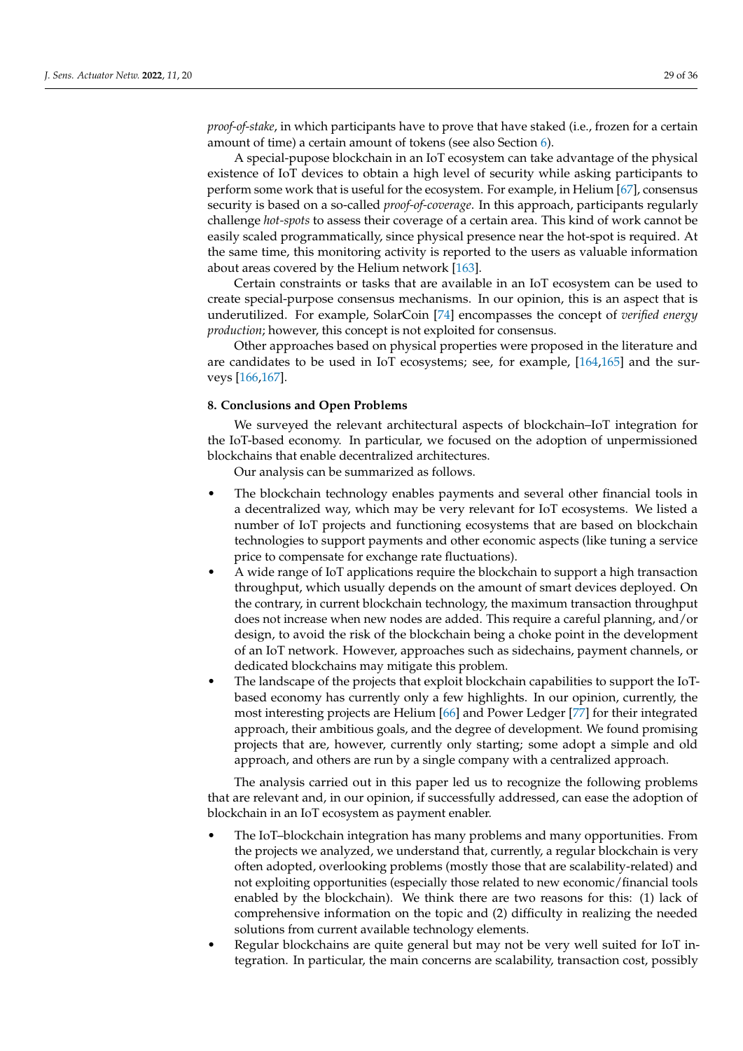*proof-of-stake*, in which participants have to prove that have staked (i.e., frozen for a certain amount of time) a certain amount of tokens (see also Section 6).

A special-pupose blockchain in an IoT ecosystem can take advantage of the physical existence of IoT devices to obtain a high level of security while asking participants to perform some work that is useful for the ecosystem. For example, in Helium [67], consensus security is based on a so-called *proof-of-coverage*. In this approach, participants regularly challenge *hot-spots* to assess their coverage of a certain area. This kind of work cannot be easily scaled programmatically, since physical presence near the hot-spot is required. At the same time, this monitoring activity is reported to the users as valuable information about areas covered by the Helium network [163].

Certain constraints or tasks that are available in an IoT ecosystem can be used to create special-purpose consensus mechanisms. In our opinion, this is an aspect that is underutilized. For example, SolarCoin [74] encompasses the concept of *verified energy production*; however, this concept is not exploited for consensus.

Other approaches based on physical properties were proposed in the literature and are candidates to be used in IoT ecosystems; see, for example, [164,165] and the surveys [166,167].

## 8. Conclusions and Open Problems

We surveyed the relevant architectural aspects of blockchain–IoT integration for the IoT-based economy. In particular, we focused on the adoption of unpermissioned blockchains that enable decentralized architectures.

Our analysis can be summarized as follows.

- The blockchain technology enables payments and several other financial tools in a decentralized way, which may be very relevant for IoT ecosystems. We listed a number of IoT projects and functioning ecosystems that are based on blockchain technologies to support payments and other economic aspects (like tuning a service price to compensate for exchange rate fluctuations).
- A wide range of IoT applications require the blockchain to support a high transaction throughput, which usually depends on the amount of smart devices deployed. On the contrary, in current blockchain technology, the maximum transaction throughput does not increase when new nodes are added. This require a careful planning, and/or design, to avoid the risk of the blockchain being a choke point in the development of an IoT network. However, approaches such as sidechains, payment channels, or dedicated blockchains may mitigate this problem.
- The landscape of the projects that exploit blockchain capabilities to support the IoT-based economy has currently only a few highlights. In our opinion, currently, the most interesting projects are Helium [66] and Power Ledger [77] for their integrated approach, their ambitious goals, and the degree of development. We found promising projects that are, however, currently only starting; some adopt a simple and old approach, and others are run by a single company with a centralized approach.

The analysis carried out in this paper led us to recognize the following problems that are relevant and, in our opinion, if successfully addressed, can ease the adoption of blockchain in an IoT ecosystem as payment enabler.

- The IoT–blockchain integration has many problems and many opportunities. From the projects we analyzed, we understand that, currently, a regular blockchain is very often adopted, overlooking problems (mostly those that are scalability-related) and not exploiting opportunities (especially those related to new economic/financial tools enabled by the blockchain). We think there are two reasons for this: (1) lack of comprehensive information on the topic and (2) difficulty in realizing the needed solutions from current available technology elements.
- Regular blockchains are quite general but may not be very well suited for IoT integration. In particular, the main concerns are scalability, transaction cost, possibly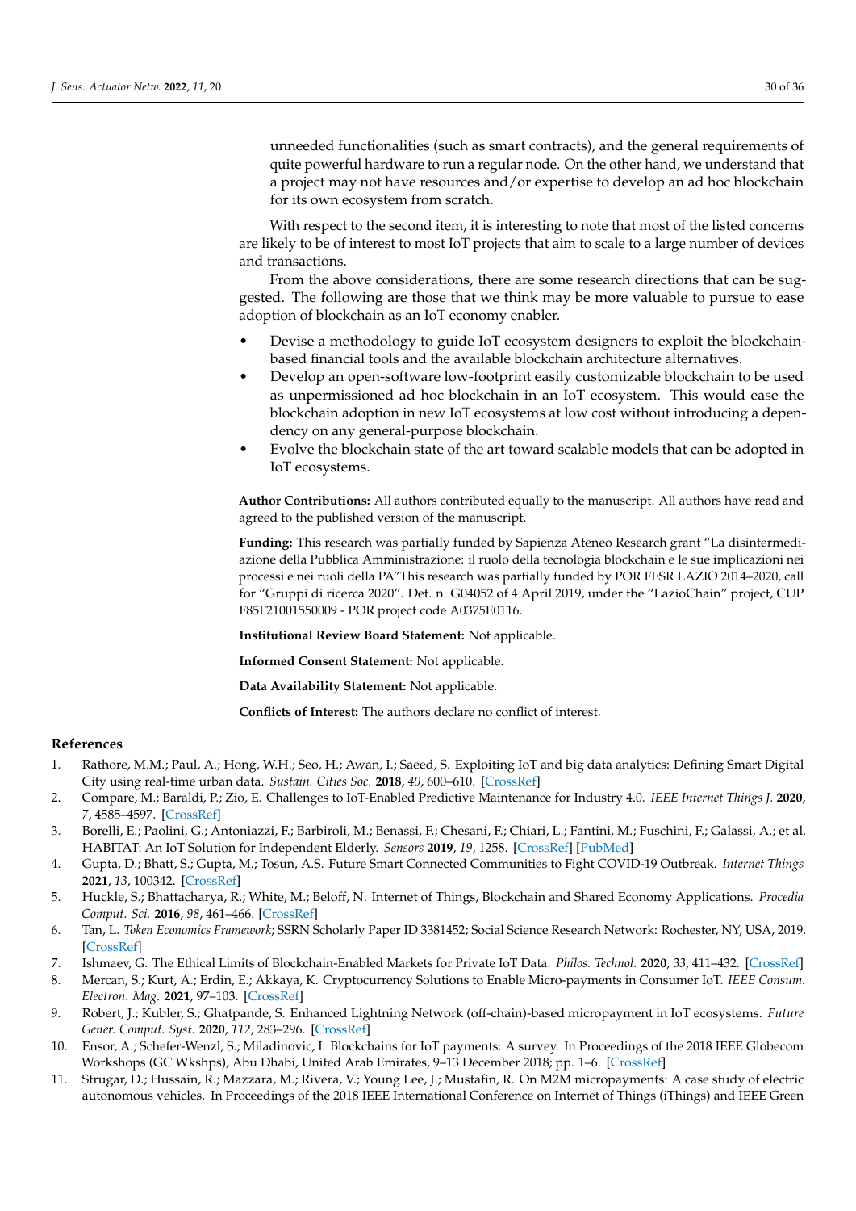unneeded functionalities (such as smart contracts), and the general requirements of quite powerful hardware to run a regular node. On the other hand, we understand that a project may not have resources and/or expertise to develop an ad hoc blockchain for its own ecosystem from scratch.

With respect to the second item, it is interesting to note that most of the listed concerns are likely to be of interest to most IoT projects that aim to scale to a large number of devices and transactions.

From the above considerations, there are some research directions that can be suggested. The following are those that we think may be more valuable to pursue to ease adoption of blockchain as an IoT economy enabler.

- Devise a methodology to guide IoT ecosystem designers to exploit the blockchain-based financial tools and the available blockchain architecture alternatives.
- Develop an open-software low-footprint easily customizable blockchain to be used as unpermissioned ad hoc blockchain in an IoT ecosystem. This would ease the blockchain adoption in new IoT ecosystems at low cost without introducing a dependency on any general-purpose blockchain.
- Evolve the blockchain state of the art toward scalable models that can be adopted in IoT ecosystems.

**Author Contributions:** All authors contributed equally to the manuscript. All authors have read and agreed to the published version of the manuscript.

**Funding:** This research was partially funded by Sapienza Ateneo Research grant "La disintermediazione della Pubblica Amministrazione: il ruolo della tecnologia blockchain e le sue implicazioni nei processi e nei ruoli della PA"This research was partially funded by POR FESR LAZIO 2014–2020, call for "Gruppi di ricerca 2020". Det. n. G04052 of 4 April 2019, under the "LazioChain" project, CUP F85F21001550009 - POR project code A0375E0116.

**Institutional Review Board Statement:** Not applicable.

**Informed Consent Statement:** Not applicable.

**Data Availability Statement:** Not applicable.

**Conflicts of Interest:** The authors declare no conflict of interest.

## References

1. Rathore, M.M.; Paul, A.; Hong, W.H.; Seo, H.; Awan, I.; Saeed, S. Exploiting IoT and big data analytics: Defining Smart Digital City using real-time urban data. *Sustain. Cities Soc.* **2018**, *40*, 600–610. [CrossRef]
2. Compare, M.; Baraldi, P.; Zio, E. Challenges to IoT-Enabled Predictive Maintenance for Industry 4.0. *IEEE Internet Things J.* **2020**, *7*, 4585–4597. [CrossRef]
3. Borelli, E.; Paolini, G.; Antoniazzi, F.; Barbiroli, M.; Benassi, F.; Chesani, F.; Chiari, L.; Fantini, M.; Fuschini, F.; Galassi, A.; et al. HABITAT: An IoT Solution for Independent Elderly. *Sensors* **2019**, *19*, 1258. [CrossRef] [PubMed]
4. Gupta, D.; Bhatt, S.; Gupta, M.; Tosun, A.S. Future Smart Connected Communities to Fight COVID-19 Outbreak. *Internet Things* **2021**, *13*, 100342. [CrossRef]
5. Huckle, S.; Bhattacharya, R.; White, M.; Beloff, N. Internet of Things, Blockchain and Shared Economy Applications. *Procedia Comput. Sci.* **2016**, *98*, 461–466. [CrossRef]
6. Tan, L. *Token Economics Framework*; SSRN Scholarly Paper ID 3381452; Social Science Research Network: Rochester, NY, USA, 2019. [CrossRef]
7. Ishmaev, G. The Ethical Limits of Blockchain-Enabled Markets for Private IoT Data. *Philos. Technol.* **2020**, *33*, 411–432. [CrossRef]
8. Mercan, S.; Kurt, A.; Erdin, E.; Akkaya, K. Cryptocurrency Solutions to Enable Micro-payments in Consumer IoT. *IEEE Consum. Electron. Mag.* **2021**, 97–103. [CrossRef]
9. Robert, J.; Kubler, S.; Ghatpande, S. Enhanced Lightning Network (off-chain)-based micropayment in IoT ecosystems. *Future Gener. Comput. Syst.* **2020**, *112*, 283–296. [CrossRef]
10. Ensor, A.; Schefer-Wenzl, S.; Miladinovic, I. Blockchains for IoT payments: A survey. In Proceedings of the 2018 IEEE Globecom Workshops (GC Wkshps), Abu Dhabi, United Arab Emirates, 9–13 December 2018; pp. 1–6. [CrossRef]
11. Strugar, D.; Hussain, R.; Mazzara, M.; Rivera, V.; Young Lee, J.; Mustafin, R. On M2M micropayments: A case study of electric autonomous vehicles. In Proceedings of the 2018 IEEE International Conference on Internet of Things (iThings) and IEEE Green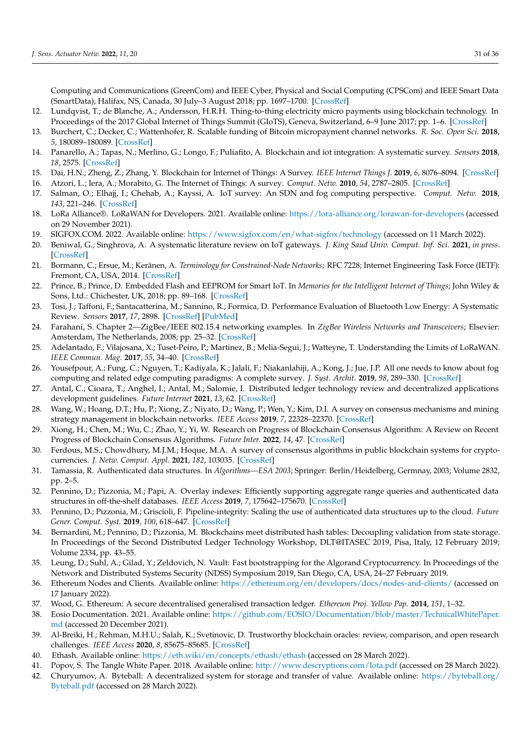Computing and Communications (GreenCom) and IEEE Cyber, Physical and Social Computing (CPSCom) and IEEE Smart Data (SmartData), Halifax, NS, Canada, 30 July–3 August 2018; pp. 1697–1700. [CrossRef]

12. Lundqvist, T.; de Blanche, A.; Andersson, H.R.H. Thing-to-thing electricity micro payments using blockchain technology. In Proceedings of the 2017 Global Internet of Things Summit (GIoTS), Geneva, Switzerland, 6–9 June 2017; pp. 1–6. [CrossRef]
13. Burchert, C.; Decker, C.; Wattenhofer, R. Scalable funding of Bitcoin micropayment channel networks. *R. Soc. Open Sci.* **2018**, *5*, 180089–180089. [CrossRef]
14. Panarello, A.; Tapas, N.; Merlino, G.; Longo, F.; Puliafito, A. Blockchain and iot integration: A systematic survey. *Sensors* **2018**, *18*, 2575. [CrossRef]
15. Dai, H.N.; Zheng, Z.; Zhang, Y. Blockchain for Internet of Things: A Survey. *IEEE Internet Things J.* **2019**, *6*, 8076–8094. [CrossRef]
16. Atzori, L.; Iera, A.; Morabito, G. The Internet of Things: A survey. *Comput. Netw.* **2010**, *54*, 2787–2805. [CrossRef]
17. Salman, O.; Elhajj, I.; Chehab, A.; Kayssi, A. IoT survey: An SDN and fog computing perspective. *Comput. Netw.* **2018**, *143*, 221–246. [CrossRef]
18. LoRa Alliance®. LoRaWAN for Developers. 2021. Available online: https://lora-alliance.org/lorawan-for-developers (accessed on 29 November 2021).
19. SIGFOX.COM. 2022. Available online: https://www.sigfox.com/en/what-sigfox/technology (accessed on 11 March 2022).
20. Beniwal, G.; Singhrova, A. A systematic literature review on IoT gateways. *J. King Saud Univ. Comput. Inf. Sci.* **2021**, *in press*. [CrossRef]
21. Bormann, C.; Ersue, M.; Keränen, A. *Terminology for Constrained-Node Networks*; RFC 7228; Internet Engineering Task Force (IETF): Fremont, CA, USA, 2014. [CrossRef]
22. Prince, B.; Prince, D. Embedded Flash and EEPROM for Smart IoT. In *Memories for the Intelligent Internet of Things*; John Wiley & Sons, Ltd.: Chichester, UK, 2018; pp. 89–168. [CrossRef]
23. Tosi, J.; Taffoni, F.; Santacatterina, M.; Sannino, R.; Formica, D. Performance Evaluation of Bluetooth Low Energy: A Systematic Review. *Sensors* **2017**, *17*, 2898. [CrossRef] [PubMed]
24. Farahani, S. Chapter 2—ZigBee/IEEE 802.15.4 networking examples. In *ZigBee Wireless Networks and Transceivers*; Elsevier: Amsterdam, The Netherlands, 2008; pp. 25–32. [CrossRef]
25. Adelantado, F.; Vilajosana, X.; Tuset-Peiro, P.; Martinez, B.; Melia-Segui, J.; Watteyne, T. Understanding the Limits of LoRaWAN. *IEEE Commun. Mag.* **2017**, *55*, 34–40. [CrossRef]
26. Yousefpour, A.; Fung, C.; Nguyen, T.; Kadiyala, K.; Jalali, F.; Niakanlahiji, A.; Kong, J.; Jue, J.P. All one needs to know about fog computing and related edge computing paradigms: A complete survey. *J. Syst. Archit.* **2019**, *98*, 289–330. [CrossRef]
27. Antal, C.; Cioara, T.; Anghel, I.; Antal, M.; Salomie, I. Distributed ledger technology review and decentralized applications development guidelines. *Future Internet* **2021**, *13*, 62. [CrossRef]
28. Wang, W.; Hoang, D.T.; Hu, P.; Xiong, Z.; Niyato, D.; Wang, P.; Wen, Y.; Kim, D.I. A survey on consensus mechanisms and mining strategy management in blockchain networks. *IEEE Access* **2019**, *7*, 22328–22370. [CrossRef]
29. Xiong, H.; Chen, M.; Wu, C.; Zhao, Y.; Yi, W. Research on Progress of Blockchain Consensus Algorithm: A Review on Recent Progress of Blockchain Consensus Algorithms. *Future Inter.* **2022**, *14*, 47. [CrossRef]
30. Ferdous, M.S.; Chowdhury, M.J.M.; Hoque, M.A. A survey of consensus algorithms in public blockchain systems for crypto-currencies. *J. Netw. Comput. Appl.* **2021**, *182*, 103035. [CrossRef]
31. Tamassia, R. Authenticated data structures. In *Algorithms—ESA 2003*; Springer: Berlin/Heidelberg, Germnay, 2003; Volume 2832, pp. 2–5.
32. Pennino, D.; Pizzonia, M.; Papi, A. Overlay indexes: Efficiently supporting aggregate range queries and authenticated data structures in off-the-shelf databases. *IEEE Access* **2019**, *7*, 175642–175670. [CrossRef]
33. Pennino, D.; Pizzonia, M.; Griscioli, F. Pipeline-integrity: Scaling the use of authenticated data structures up to the cloud. *Future Gener. Comput. Syst.* **2019**, *100*, 618–647. [CrossRef]
34. Bernardini, M.; Pennino, D.; Pizzonia, M. Blockchains meet distributed hash tables: Decoupling validation from state storage. In Proceedings of the Second Distributed Ledger Technology Workshop, DLT@ITASEC 2019, Pisa, Italy, 12 February 2019; Volume 2334, pp. 43–55.
35. Leung, D.; Suhl, A.; Gilad, Y.; Zeldovich, N. Vault: Fast bootstrapping for the Algorand Cryptocurrency. In Proceedings of the Network and Distributed Systems Security (NDSS) Symposium 2019, San Diego, CA, USA, 24–27 February 2019.
36. Ethereum Nodes and Clients. Available online: https://ethereum.org/en/developers/docs/nodes-and-clients/ (accessed on 17 January 2022).
37. Wood, G. Ethereum: A secure decentralised generalised transaction ledger. *Ethereum Proj. Yellow Pap.* **2014**, *151*, 1–32.
38. Eosio Documentation. 2021. Available online: https://github.com/EOSIO/Documentation/blob/master/TechnicalWhitePaper.md (accessed 20 December 2021).
39. Al-Breiki, H.; Rehman, M.H.U.; Salah, K.; Svetinovic, D. Trustworthy blockchain oracles: review, comparison, and open research challenges. *IEEE Access* **2020**, *8*, 85675–85685. [CrossRef]
40. Ethash. Available online: https://eth.wiki/en/concepts/ethash/ethash (accessed on 28 March 2022).
41. Popov, S. The Tangle White Paper. 2018. Available online: http://www.descryptions.com/Iota.pdf (accessed on 28 March 2022).
42. Churyumov, A. Byteball: A decentralized system for storage and transfer of value. Available online: https://byteball.org/Byteball.pdf (accessed on 28 March 2022).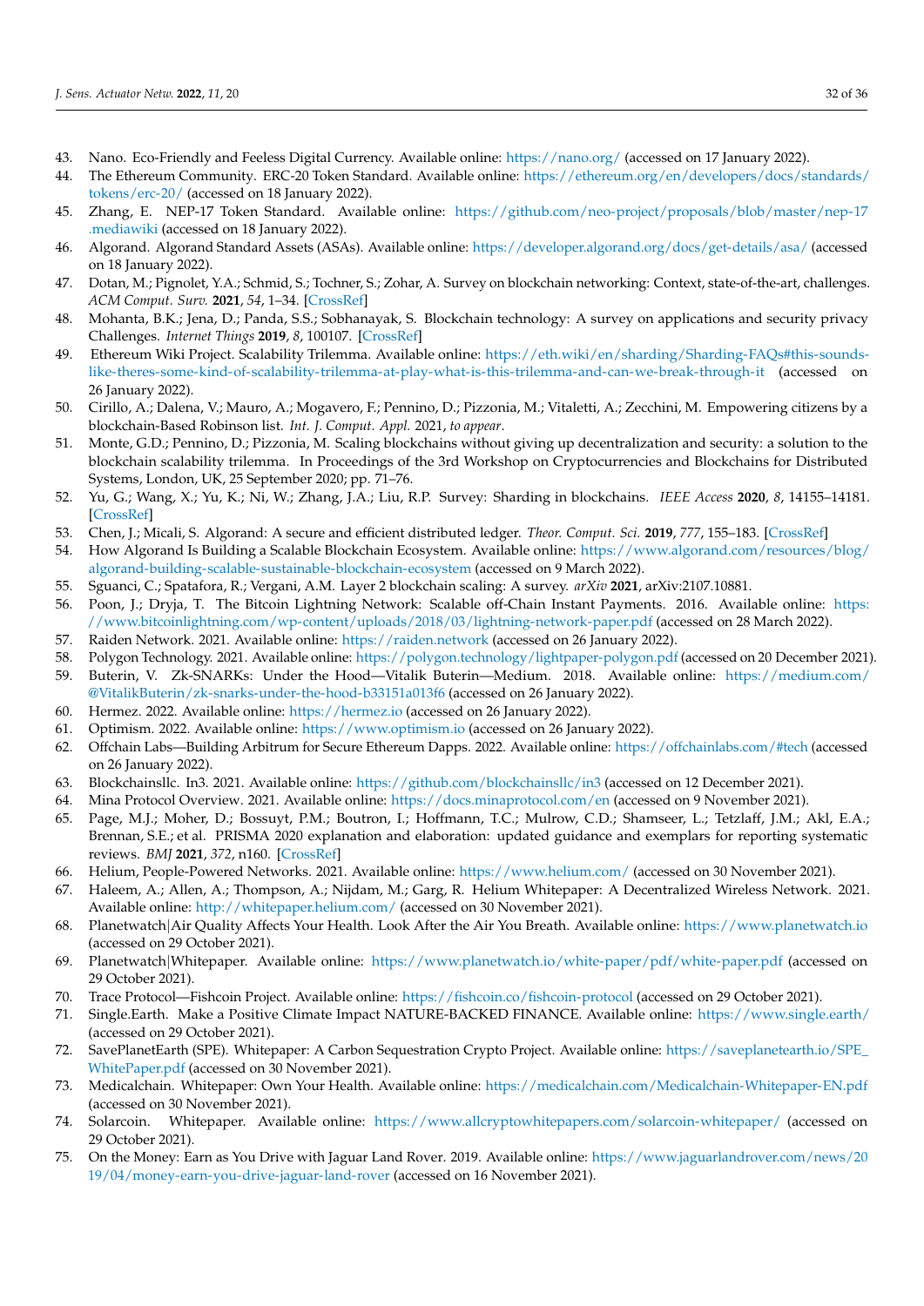43. Nano. Eco-Friendly and Feeless Digital Currency. Available online: https://nano.org/ (accessed on 17 January 2022).
44. The Ethereum Community. ERC-20 Token Standard. Available online: https://ethereum.org/en/developers/docs/standards/tokens/erc-20/ (accessed on 18 January 2022).
45. Zhang, E. NEP-17 Token Standard. Available online: https://github.com/neo-project/proposals/blob/master/nep-17.mediawiki (accessed on 18 January 2022).
46. Algorand. Algorand Standard Assets (ASAs). Available online: https://developer.algorand.org/docs/get-details/asa/ (accessed on 18 January 2022).
47. Dotan, M.; Pignolet, Y.A.; Schmid, S.; Tochner, S.; Zohar, A. Survey on blockchain networking: Context, state-of-the-art, challenges. *ACM Comput. Surv.* **2021**, *54*, 1–34. [CrossRef]
48. Mohanta, B.K.; Jena, D.; Panda, S.S.; Sobhanayak, S. Blockchain technology: A survey on applications and security privacy Challenges. *Internet Things* **2019**, *8*, 100107. [CrossRef]
49. Ethereum Wiki Project. Scalability Trilemma. Available online: https://eth.wiki/en/sharding/Sharding-FAQs#this-sounds-like-theres-some-kind-of-scalability-trilemma-at-play-what-is-this-trilemma-and-can-we-break-through-it (accessed on 26 January 2022).
50. Cirillo, A.; Dalena, V.; Mauro, A.; Mogavero, F.; Pennino, D.; Pizzonia, M.; Vitaletti, A.; Zecchini, M. Empowering citizens by a blockchain-Based Robinson list. *Int. J. Comput. Appl.* 2021, *to appear*.
51. Monte, G.D.; Pennino, D.; Pizzonia, M. Scaling blockchains without giving up decentralization and security: a solution to the blockchain scalability trilemma. In Proceedings of the 3rd Workshop on Cryptocurrencies and Blockchains for Distributed Systems, London, UK, 25 September 2020; pp. 71–76.
52. Yu, G.; Wang, X.; Yu, K.; Ni, W.; Zhang, J.A.; Liu, R.P. Survey: Sharding in blockchains. *IEEE Access* **2020**, *8*, 14155–14181. [CrossRef]
53. Chen, J.; Micali, S. Algorand: A secure and efficient distributed ledger. *Theor. Comput. Sci.* **2019**, *777*, 155–183. [CrossRef]
54. How Algorand Is Building a Scalable Blockchain Ecosystem. Available online: https://www.algorand.com/resources/blog/algorand-building-scalable-sustainable-blockchain-ecosystem (accessed on 9 March 2022).
55. Sguanci, C.; Spatafora, R.; Vergani, A.M. Layer 2 blockchain scaling: A survey. *arXiv* **2021**, arXiv:2107.10881.
56. Poon, J.; Dryja, T. The Bitcoin Lightning Network: Scalable off-Chain Instant Payments. 2016. Available online: https://www.bitcoinlightning.com/wp-content/uploads/2018/03/lightning-network-paper.pdf (accessed on 28 March 2022).
57. Raiden Network. 2021. Available online: https://raiden.network (accessed on 26 January 2022).
58. Polygon Technology. 2021. Available online: https://polygon.technology/lightpaper-polygon.pdf (accessed on 20 December 2021).
59. Buterin, V. Zk-SNARKs: Under the Hood—Vitalik Buterin—Medium. 2018. Available online: https://medium.com/@VitalikButerin/zk-snarks-under-the-hood-b33151a013f6 (accessed on 26 January 2022).
60. Hermez. 2022. Available online: https://hermez.io (accessed on 26 January 2022).
61. Optimism. 2022. Available online: https://www.optimism.io (accessed on 26 January 2022).
62. Offchain Labs—Building Arbitrum for Secure Ethereum Dapps. 2022. Available online: https://offchainlabs.com/#tech (accessed on 26 January 2022).
63. Blockchainsllc. In3. 2021. Available online: https://github.com/blockchainsllc/in3 (accessed on 12 December 2021).
64. Mina Protocol Overview. 2021. Available online: https://docs.minaprotocol.com/en (accessed on 9 November 2021).
65. Page, M.J.; Moher, D.; Bossuyt, P.M.; Boutron, I.; Hoffmann, T.C.; Mulrow, C.D.; Shamseer, L.; Tetzlaff, J.M.; Akl, E.A.; Brennan, S.E.; et al. PRISMA 2020 explanation and elaboration: updated guidance and exemplars for reporting systematic reviews. *BMJ* **2021**, *372*, n160. [CrossRef]
66. Helium, People-Powered Networks. 2021. Available online: https://www.helium.com/ (accessed on 30 November 2021).
67. Haleem, A.; Allen, A.; Thompson, A.; Nijdam, M.; Garg, R. Helium Whitepaper: A Decentralized Wireless Network. 2021. Available online: http://whitepaper.helium.com/ (accessed on 30 November 2021).
68. Planetwatch|Air Quality Affects Your Health. Look After the Air You Breath. Available online: https://www.planetwatch.io (accessed on 29 October 2021).
69. Planetwatch|Whitepaper. Available online: https://www.planetwatch.io/white-paper/pdf/white-paper.pdf (accessed on 29 October 2021).
70. Trace Protocol—Fishcoin Project. Available online: https://fishcoin.co/fishcoin-protocol (accessed on 29 October 2021).
71. Single.Earth. Make a Positive Climate Impact NATURE-BACKED FINANCE. Available online: https://www.single.earth/ (accessed on 29 October 2021).
72. SavePlanetEarth (SPE). Whitepaper: A Carbon Sequestration Crypto Project. Available online: https://saveplanetearth.io/SPE_WhitePaper.pdf (accessed on 30 November 2021).
73. Medicalchain. Whitepaper: Own Your Health. Available online: https://medicalchain.com/Medicalchain-Whitepaper-EN.pdf (accessed on 30 November 2021).
74. Solarcoin. Whitepaper. Available online: https://www.allcryptowhitepapers.com/solarcoin-whitepaper/ (accessed on 29 October 2021).
75. On the Money: Earn as You Drive with Jaguar Land Rover. 2019. Available online: https://www.jaguarlandrover.com/news/2019/04/money-earn-you-drive-jaguar-land-rover (accessed on 16 November 2021).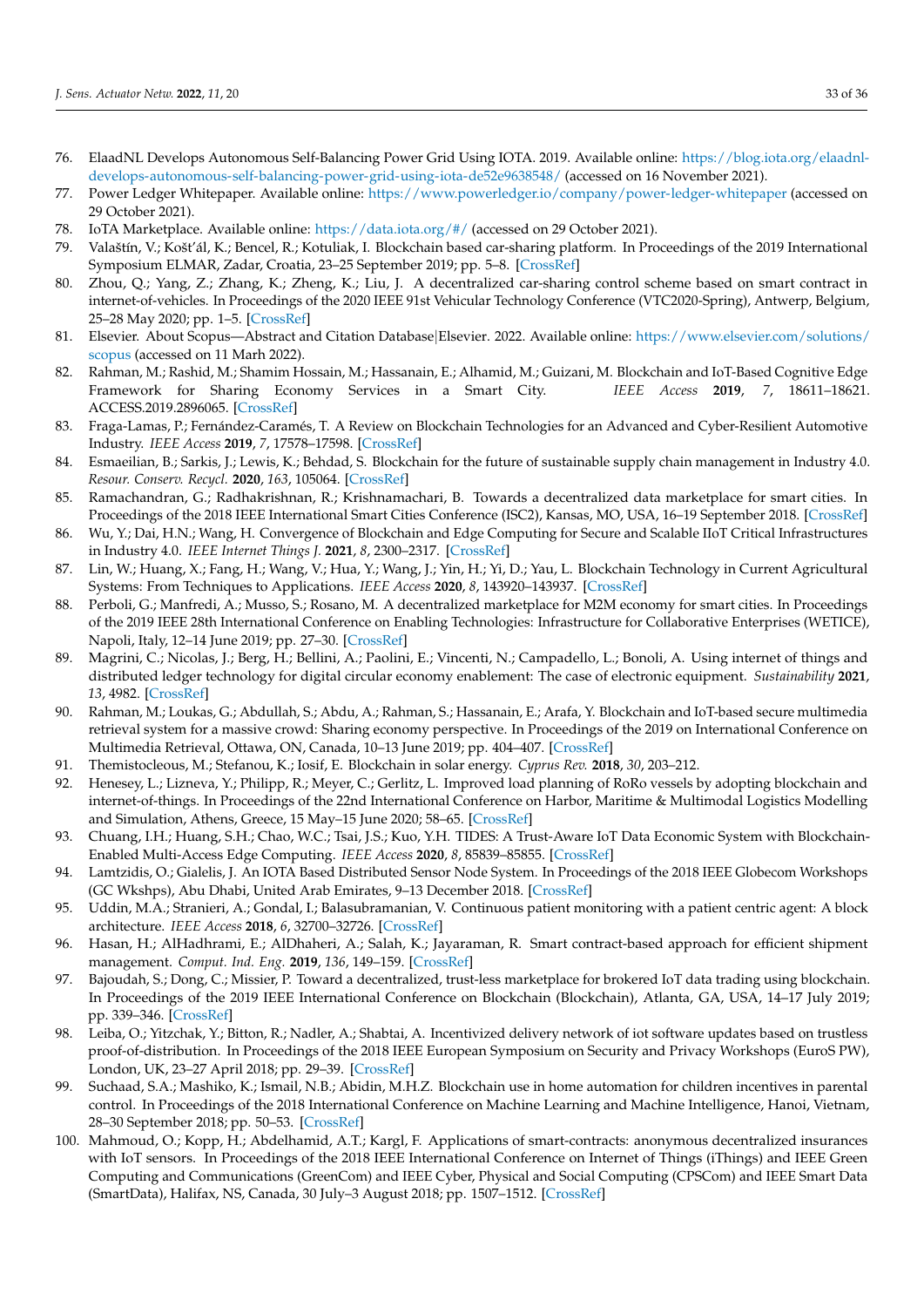76. ElaadNL Develops Autonomous Self-Balancing Power Grid Using IOTA. 2019. Available online: https://blog.iota.org/elaadnl-develops-autonomous-self-balancing-power-grid-using-iota-de52e9638548/ (accessed on 16 November 2021).
77. Power Ledger Whitepaper. Available online: https://www.powerledger.io/company/power-ledger-whitepaper (accessed on 29 October 2021).
78. IoTA Marketplace. Available online: https://data.iota.org/#/ (accessed on 29 October 2021).
79. Valaštín, V.; Košt'ál, K.; Bencel, R.; Kotuliak, I. Blockchain based car-sharing platform. In Proceedings of the 2019 International Symposium ELMAR, Zadar, Croatia, 23–25 September 2019; pp. 5–8. [CrossRef]
80. Zhou, Q.; Yang, Z.; Zhang, K.; Zheng, K.; Liu, J. A decentralized car-sharing control scheme based on smart contract in internet-of-vehicles. In Proceedings of the 2020 IEEE 91st Vehicular Technology Conference (VTC2020-Spring), Antwerp, Belgium, 25–28 May 2020; pp. 1–5. [CrossRef]
81. Elsevier. About Scopus—Abstract and Citation Database|Elsevier. 2022. Available online: https://www.elsevier.com/solutions/scopus (accessed on 11 Marh 2022).
82. Rahman, M.; Rashid, M.; Shamim Hossain, M.; Hassanain, E.; Alhamid, M.; Guizani, M. Blockchain and IoT-Based Cognitive Edge Framework for Sharing Economy Services in a Smart City. *IEEE Access* **2019**, *7*, 18611–18621. ACCESS.2019.2896065. [CrossRef]
83. Fraga-Lamas, P.; Fernández-Caramés, T. A Review on Blockchain Technologies for an Advanced and Cyber-Resilient Automotive Industry. *IEEE Access* **2019**, *7*, 17578–17598. [CrossRef]
84. Esmaeilian, B.; Sarkis, J.; Lewis, K.; Behdad, S. Blockchain for the future of sustainable supply chain management in Industry 4.0. *Resour. Conserv. Recycl.* **2020**, *163*, 105064. [CrossRef]
85. Ramachandran, G.; Radhakrishnan, R.; Krishnamachari, B. Towards a decentralized data marketplace for smart cities. In Proceedings of the 2018 IEEE International Smart Cities Conference (ISC2), Kansas, MO, USA, 16–19 September 2018. [CrossRef]
86. Wu, Y.; Dai, H.N.; Wang, H. Convergence of Blockchain and Edge Computing for Secure and Scalable IIoT Critical Infrastructures in Industry 4.0. *IEEE Internet Things J.* **2021**, *8*, 2300–2317. [CrossRef]
87. Lin, W.; Huang, X.; Fang, H.; Wang, V.; Hua, Y.; Wang, J.; Yin, H.; Yi, D.; Yau, L. Blockchain Technology in Current Agricultural Systems: From Techniques to Applications. *IEEE Access* **2020**, *8*, 143920–143937. [CrossRef]
88. Perboli, G.; Manfredi, A.; Musso, S.; Rosano, M. A decentralized marketplace for M2M economy for smart cities. In Proceedings of the 2019 IEEE 28th International Conference on Enabling Technologies: Infrastructure for Collaborative Enterprises (WETICE), Napoli, Italy, 12–14 June 2019; pp. 27–30. [CrossRef]
89. Magrini, C.; Nicolas, J.; Berg, H.; Bellini, A.; Paolini, E.; Vincenti, N.; Campadello, L.; Bonoli, A. Using internet of things and distributed ledger technology for digital circular economy enablement: The case of electronic equipment. *Sustainability* **2021**, *13*, 4982. [CrossRef]
90. Rahman, M.; Loukas, G.; Abdullah, S.; Abdu, A.; Rahman, S.; Hassanain, E.; Arafa, Y. Blockchain and IoT-based secure multimedia retrieval system for a massive crowd: Sharing economy perspective. In Proceedings of the 2019 on International Conference on Multimedia Retrieval, Ottawa, ON, Canada, 10–13 June 2019; pp. 404–407. [CrossRef]
91. Themistocleous, M.; Stefanou, K.; Iosif, E. Blockchain in solar energy. *Cyprus Rev.* **2018**, *30*, 203–212.
92. Henesey, L.; Lizneva, Y.; Philipp, R.; Meyer, C.; Gerlitz, L. Improved load planning of RoRo vessels by adopting blockchain and internet-of-things. In Proceedings of the 22nd International Conference on Harbor, Maritime & Multimodal Logistics Modelling and Simulation, Athens, Greece, 15 May–15 June 2020; 58–65. [CrossRef]
93. Chuang, I.H.; Huang, S.H.; Chao, W.C.; Tsai, J.S.; Kuo, Y.H. TIDES: A Trust-Aware IoT Data Economic System with Blockchain-Enabled Multi-Access Edge Computing. *IEEE Access* **2020**, *8*, 85839–85855. [CrossRef]
94. Lamtzidis, O.; Gialelis, J. An IOTA Based Distributed Sensor Node System. In Proceedings of the 2018 IEEE Globecom Workshops (GC Wkshps), Abu Dhabi, United Arab Emirates, 9–13 December 2018. [CrossRef]
95. Uddin, M.A.; Stranieri, A.; Gondal, I.; Balasubramanian, V. Continuous patient monitoring with a patient centric agent: A block architecture. *IEEE Access* **2018**, *6*, 32700–32726. [CrossRef]
96. Hasan, H.; AlHadhrami, E.; AlDhaheri, A.; Salah, K.; Jayaraman, R. Smart contract-based approach for efficient shipment management. *Comput. Ind. Eng.* **2019**, *136*, 149–159. [CrossRef]
97. Bajoudah, S.; Dong, C.; Missier, P. Toward a decentralized, trust-less marketplace for brokered IoT data trading using blockchain. In Proceedings of the 2019 IEEE International Conference on Blockchain (Blockchain), Atlanta, GA, USA, 14–17 July 2019; pp. 339–346. [CrossRef]
98. Leiba, O.; Yitzchak, Y.; Bitton, R.; Nadler, A.; Shabtai, A. Incentivized delivery network of iot software updates based on trustless proof-of-distribution. In Proceedings of the 2018 IEEE European Symposium on Security and Privacy Workshops (EuroS PW), London, UK, 23–27 April 2018; pp. 29–39. [CrossRef]
99. Suchaad, S.A.; Mashiko, K.; Ismail, N.B.; Abidin, M.H.Z. Blockchain use in home automation for children incentives in parental control. In Proceedings of the 2018 International Conference on Machine Learning and Machine Intelligence, Hanoi, Vietnam, 28–30 September 2018; pp. 50–53. [CrossRef]
100. Mahmoud, O.; Kopp, H.; Abdelhamid, A.T.; Kargl, F. Applications of smart-contracts: anonymous decentralized insurances with IoT sensors. In Proceedings of the 2018 IEEE International Conference on Internet of Things (iThings) and IEEE Green Computing and Communications (GreenCom) and IEEE Cyber, Physical and Social Computing (CPSCom) and IEEE Smart Data (SmartData), Halifax, NS, Canada, 30 July–3 August 2018; pp. 1507–1512. [CrossRef]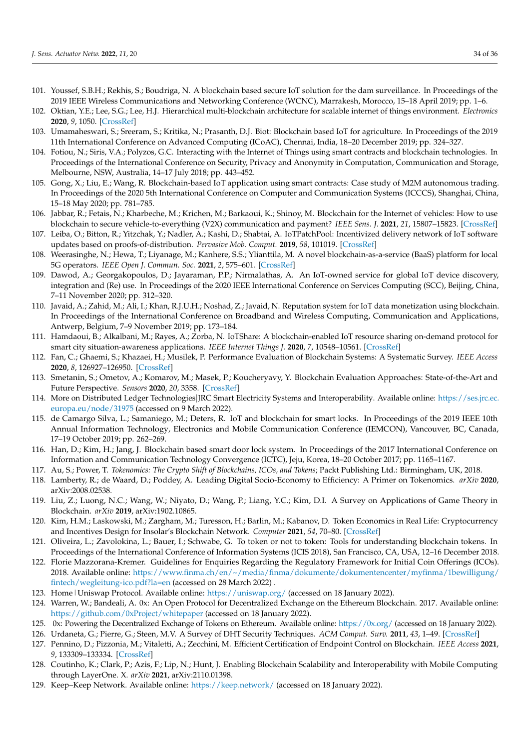101. Youssef, S.B.H.; Rekhis, S.; Boudriga, N. A blockchain based secure IoT solution for the dam surveillance. In Proceedings of the 2019 IEEE Wireless Communications and Networking Conference (WCNC), Marrakesh, Morocco, 15–18 April 2019; pp. 1–6.
102. Oktian, Y.E.; Lee, S.G.; Lee, H.J. Hierarchical multi-blockchain architecture for scalable internet of things environment. *Electronics* **2020**, *9*, 1050. [CrossRef]
103. Umamaheswari, S.; Sreeram, S.; Kritika, N.; Prasanth, D.J. Biot: Blockchain based IoT for agriculture. In Proceedings of the 2019 11th International Conference on Advanced Computing (ICoAC), Chennai, India, 18–20 December 2019; pp. 324–327.
104. Fotiou, N.; Siris, V.A.; Polyzos, G.C. Interacting with the Internet of Things using smart contracts and blockchain technologies. In Proceedings of the International Conference on Security, Privacy and Anonymity in Computation, Communication and Storage, Melbourne, NSW, Australia, 14–17 July 2018; pp. 443–452.
105. Gong, X.; Liu, E.; Wang, R. Blockchain-based IoT application using smart contracts: Case study of M2M autonomous trading. In Proceedings of the 2020 5th International Conference on Computer and Communication Systems (ICCCS), Shanghai, China, 15–18 May 2020; pp. 781–785.
106. Jabbar, R.; Fetais, N.; Kharbeche, M.; Krichen, M.; Barkaoui, K.; Shinoy, M. Blockchain for the Internet of vehicles: How to use blockchain to secure vehicle-to-everything (V2X) communication and payment? *IEEE Sens. J.* **2021**, *21*, 15807–15823. [CrossRef]
107. Leiba, O.; Bitton, R.; Yitzchak, Y.; Nadler, A.; Kashi, D.; Shabtai, A. IoTPatchPool: Incentivized delivery network of IoT software updates based on proofs-of-distribution. *Pervasive Mob. Comput.* **2019**, *58*, 101019. [CrossRef]
108. Weerasinghe, N.; Hewa, T.; Liyanage, M.; Kanhere, S.S.; Ylianttila, M. A novel blockchain-as-a-service (BaaS) platform for local 5G operators. *IEEE Open J. Commun. Soc.* **2021**, *2*, 575–601. [CrossRef]
109. Dawod, A.; Georgakopoulos, D.; Jayaraman, P.P.; Nirmalathas, A. An IoT-owned service for global IoT device discovery, integration and (Re) use. In Proceedings of the 2020 IEEE International Conference on Services Computing (SCC), Beijing, China, 7–11 November 2020; pp. 312–320.
110. Javaid, A.; Zahid, M.; Ali, I.; Khan, R.J.U.H.; Noshad, Z.; Javaid, N. Reputation system for IoT data monetization using blockchain. In Proceedings of the International Conference on Broadband and Wireless Computing, Communication and Applications, Antwerp, Belgium, 7–9 November 2019; pp. 173–184.
111. Hamdaoui, B.; Alkalbani, M.; Rayes, A.; Zorba, N. IoTShare: A blockchain-enabled IoT resource sharing on-demand protocol for smart city situation-awareness applications. *IEEE Internet Things J.* **2020**, *7*, 10548–10561. [CrossRef]
112. Fan, C.; Ghaemi, S.; Khazaei, H.; Musilek, P. Performance Evaluation of Blockchain Systems: A Systematic Survey. *IEEE Access* **2020**, *8*, 126927–126950. [CrossRef]
113. Smetanin, S.; Ometov, A.; Komarov, M.; Masek, P.; Koucheryavy, Y. Blockchain Evaluation Approaches: State-of-the-Art and Future Perspective. *Sensors* **2020**, *20*, 3358. [CrossRef]
114. More on Distributed Ledger Technologies|JRC Smart Electricity Systems and Interoperability. Available online: https://ses.jrc.ec.europa.eu/node/31975 (accessed on 9 March 2022).
115. de Camargo Silva, L.; Samaniego, M.; Deters, R. IoT and blockchain for smart locks. In Proceedings of the 2019 IEEE 10th Annual Information Technology, Electronics and Mobile Communication Conference (IEMCON), Vancouver, BC, Canada, 17–19 October 2019; pp. 262–269.
116. Han, D.; Kim, H.; Jang, J. Blockchain based smart door lock system. In Proceedings of the 2017 International Conference on Information and Communication Technology Convergence (ICTC), Jeju, Korea, 18–20 October 2017; pp. 1165–1167.
117. Au, S.; Power, T. *Tokenomics: The Crypto Shift of Blockchains, ICOs, and Tokens*; Packt Publishing Ltd.: Birmingham, UK, 2018.
118. Lamberty, R.; de Waard, D.; Poddey, A. Leading Digital Socio-Economy to Efficiency: A Primer on Tokenomics. *arXiv* **2020**, arXiv:2008.02538.
119. Liu, Z.; Luong, N.C.; Wang, W.; Niyato, D.; Wang, P.; Liang, Y.C.; Kim, D.I. A Survey on Applications of Game Theory in Blockchain. *arXiv* **2019**, arXiv:1902.10865.
120. Kim, H.M.; Laskowski, M.; Zargham, M.; Turesson, H.; Barlin, M.; Kabanov, D. Token Economics in Real Life: Cryptocurrency and Incentives Design for Insolar's Blockchain Network. *Computer* **2021**, *54*, 70–80. [CrossRef]
121. Oliveira, L.; Zavolokina, L.; Bauer, I.; Schwabe, G. To token or not to token: Tools for understanding blockchain tokens. In Proceedings of the International Conference of Information Systems (ICIS 2018), San Francisco, CA, USA, 12–16 December 2018.
122. Florie Mazzorana-Kremer. Guidelines for Enquiries Regarding the Regulatory Framework for Initial Coin Offerings (ICOs). 2018. Available online: https://www.finma.ch/en/~/media/finma/dokumente/dokumentencenter/myfinma/1bewilligung/fintech/wegleitung-ico.pdf?la=en (accessed on 28 March 2022) .
123. Home | Uniswap Protocol. Available online: https://uniswap.org/ (accessed on 18 January 2022).
124. Warren, W.; Bandeali, A. 0x: An Open Protocol for Decentralized Exchange on the Ethereum Blockchain. 2017. Available online: https://github.com/0xProject/whitepaper (accessed on 18 January 2022).
125. 0x: Powering the Decentralized Exchange of Tokens on Ethereum. Available online: https://0x.org/ (accessed on 18 January 2022).
126. Urdaneta, G.; Pierre, G.; Steen, M.V. A Survey of DHT Security Techniques. *ACM Comput. Surv.* **2011**, *43*, 1–49. [CrossRef]
127. Pennino, D.; Pizzonia, M.; Vitaletti, A.; Zecchini, M. Efficient Certification of Endpoint Control on Blockchain. *IEEE Access* **2021**, *9*, 133309–133334. [CrossRef]
128. Coutinho, K.; Clark, P.; Azis, F.; Lip, N.; Hunt, J. Enabling Blockchain Scalability and Interoperability with Mobile Computing through LayerOne. X. *arXiv* **2021**, arXiv:2110.01398.
129. Keep–Keep Network. Available online: https://keep.network/ (accessed on 18 January 2022).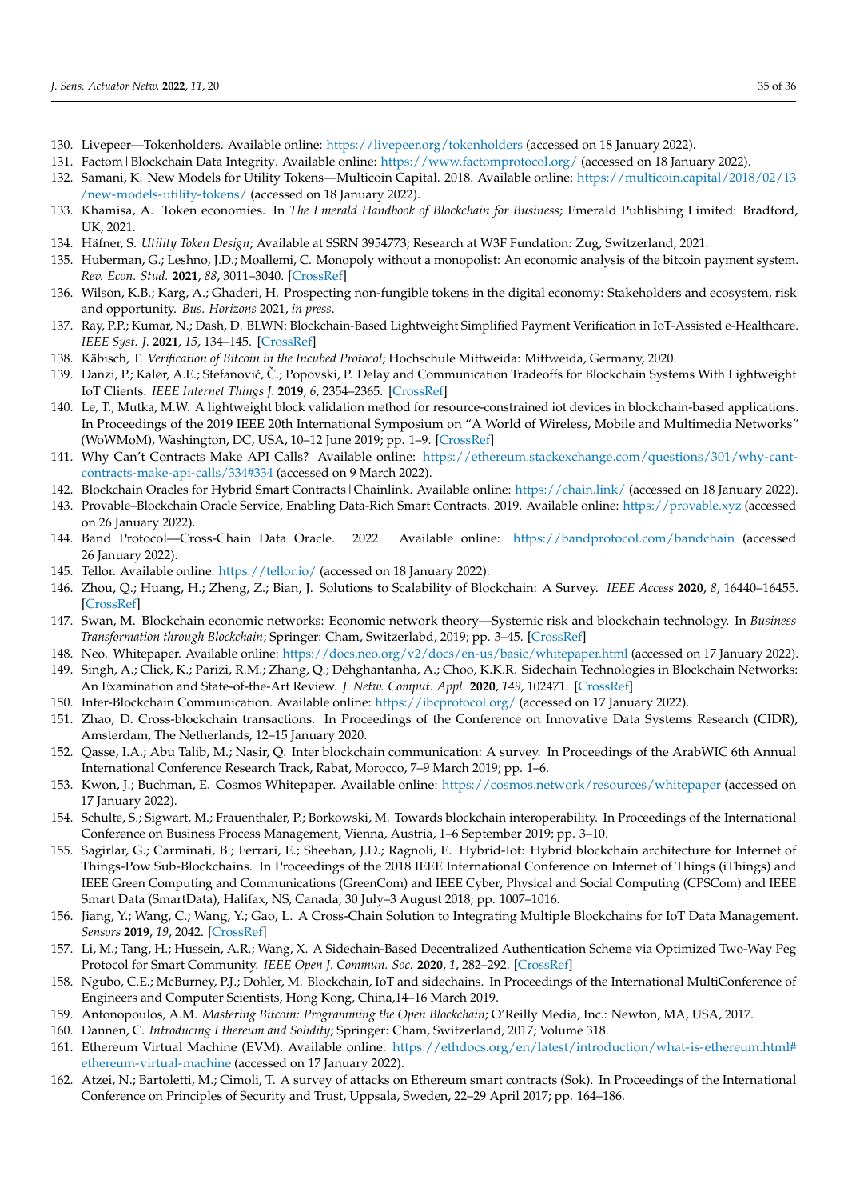130. Livepeer—Tokenholders. Available online: https://livepeer.org/tokenholders (accessed on 18 January 2022).
131. Factom | Blockchain Data Integrity. Available online: https://www.factomprotocol.org/ (accessed on 18 January 2022).
132. Samani, K. New Models for Utility Tokens—Multicoin Capital. 2018. Available online: https://multicoin.capital/2018/02/13/new-models-utility-tokens/ (accessed on 18 January 2022).
133. Khamisa, A. Token economies. In *The Emerald Handbook of Blockchain for Business*; Emerald Publishing Limited: Bradford, UK, 2021.
134. Häfner, S. *Utility Token Design*; Available at SSRN 3954773; Research at W3F Fundation: Zug, Switzerland, 2021.
135. Huberman, G.; Leshno, J.D.; Moallemi, C. Monopoly without a monopolist: An economic analysis of the bitcoin payment system. *Rev. Econ. Stud.* **2021**, *88*, 3011–3040. [CrossRef]
136. Wilson, K.B.; Karg, A.; Ghaderi, H. Prospecting non-fungible tokens in the digital economy: Stakeholders and ecosystem, risk and opportunity. *Bus. Horizons* 2021, *in press*.
137. Ray, P.P.; Kumar, N.; Dash, D. BLWN: Blockchain-Based Lightweight Simplified Payment Verification in IoT-Assisted e-Healthcare. *IEEE Syst. J.* **2021**, *15*, 134–145. [CrossRef]
138. Käbisch, T. *Verification of Bitcoin in the Incubed Protocol*; Hochschule Mittweida: Mittweida, Germany, 2020.
139. Danzi, P.; Kalør, A.E.; Stefanović, Č.; Popovski, P. Delay and Communication Tradeoffs for Blockchain Systems With Lightweight IoT Clients. *IEEE Internet Things J.* **2019**, *6*, 2354–2365. [CrossRef]
140. Le, T.; Mutka, M.W. A lightweight block validation method for resource-constrained iot devices in blockchain-based applications. In Proceedings of the 2019 IEEE 20th International Symposium on "A World of Wireless, Mobile and Multimedia Networks" (WoWMoM), Washington, DC, USA, 10–12 June 2019; pp. 1–9. [CrossRef]
141. Why Can't Contracts Make API Calls? Available online: https://ethereum.stackexchange.com/questions/301/why-cant-contracts-make-api-calls/334#334 (accessed on 9 March 2022).
142. Blockchain Oracles for Hybrid Smart Contracts | Chainlink. Available online: https://chain.link/ (accessed on 18 January 2022).
143. Provable–Blockchain Oracle Service, Enabling Data-Rich Smart Contracts. 2019. Available online: https://provable.xyz (accessed on 26 January 2022).
144. Band Protocol—Cross-Chain Data Oracle. 2022. Available online: https://bandprotocol.com/bandchain (accessed 26 January 2022).
145. Tellor. Available online: https://tellor.io/ (accessed on 18 January 2022).
146. Zhou, Q.; Huang, H.; Zheng, Z.; Bian, J. Solutions to Scalability of Blockchain: A Survey. *IEEE Access* **2020**, *8*, 16440–16455. [CrossRef]
147. Swan, M. Blockchain economic networks: Economic network theory—Systemic risk and blockchain technology. In *Business Transformation through Blockchain*; Springer: Cham, Switzerlabd, 2019; pp. 3–45. [CrossRef]
148. Neo. Whitepaper. Available online: https://docs.neo.org/v2/docs/en-us/basic/whitepaper.html (accessed on 17 January 2022).
149. Singh, A.; Click, K.; Parizi, R.M.; Zhang, Q.; Dehghantanha, A.; Choo, K.K.R. Sidechain Technologies in Blockchain Networks: An Examination and State-of-the-Art Review. *J. Netw. Comput. Appl.* **2020**, *149*, 102471. [CrossRef]
150. Inter-Blockchain Communication. Available online: https://ibcprotocol.org/ (accessed on 17 January 2022).
151. Zhao, D. Cross-blockchain transactions. In Proceedings of the Conference on Innovative Data Systems Research (CIDR), Amsterdam, The Netherlands, 12–15 January 2020.
152. Qasse, I.A.; Abu Talib, M.; Nasir, Q. Inter blockchain communication: A survey. In Proceedings of the ArabWIC 6th Annual International Conference Research Track, Rabat, Morocco, 7–9 March 2019; pp. 1–6.
153. Kwon, J.; Buchman, E. Cosmos Whitepaper. Available online: https://cosmos.network/resources/whitepaper (accessed on 17 January 2022).
154. Schulte, S.; Sigwart, M.; Frauenthaler, P.; Borkowski, M. Towards blockchain interoperability. In Proceedings of the International Conference on Business Process Management, Vienna, Austria, 1–6 September 2019; pp. 3–10.
155. Sagirlar, G.; Carminati, B.; Ferrari, E.; Sheehan, J.D.; Ragnoli, E. Hybrid-Iot: Hybrid blockchain architecture for Internet of Things-Pow Sub-Blockchains. In Proceedings of the 2018 IEEE International Conference on Internet of Things (iThings) and IEEE Green Computing and Communications (GreenCom) and IEEE Cyber, Physical and Social Computing (CPSCom) and IEEE Smart Data (SmartData), Halifax, NS, Canada, 30 July–3 August 2018; pp. 1007–1016.
156. Jiang, Y.; Wang, C.; Wang, Y.; Gao, L. A Cross-Chain Solution to Integrating Multiple Blockchains for IoT Data Management. *Sensors* **2019**, *19*, 2042. [CrossRef]
157. Li, M.; Tang, H.; Hussein, A.R.; Wang, X. A Sidechain-Based Decentralized Authentication Scheme via Optimized Two-Way Peg Protocol for Smart Community. *IEEE Open J. Commun. Soc.* **2020**, *1*, 282–292. [CrossRef]
158. Ngubo, C.E.; McBurney, P.J.; Dohler, M. Blockchain, IoT and sidechains. In Proceedings of the International MultiConference of Engineers and Computer Scientists, Hong Kong, China,14–16 March 2019.
159. Antonopoulos, A.M. *Mastering Bitcoin: Programming the Open Blockchain*; O'Reilly Media, Inc.: Newton, MA, USA, 2017.
160. Dannen, C. *Introducing Ethereum and Solidity*; Springer: Cham, Switzerland, 2017; Volume 318.
161. Ethereum Virtual Machine (EVM). Available online: https://ethdocs.org/en/latest/introduction/what-is-ethereum.html#ethereum-virtual-machine (accessed on 17 January 2022).
162. Atzei, N.; Bartoletti, M.; Cimoli, T. A survey of attacks on Ethereum smart contracts (Sok). In Proceedings of the International Conference on Principles of Security and Trust, Uppsala, Sweden, 22–29 April 2017; pp. 164–186.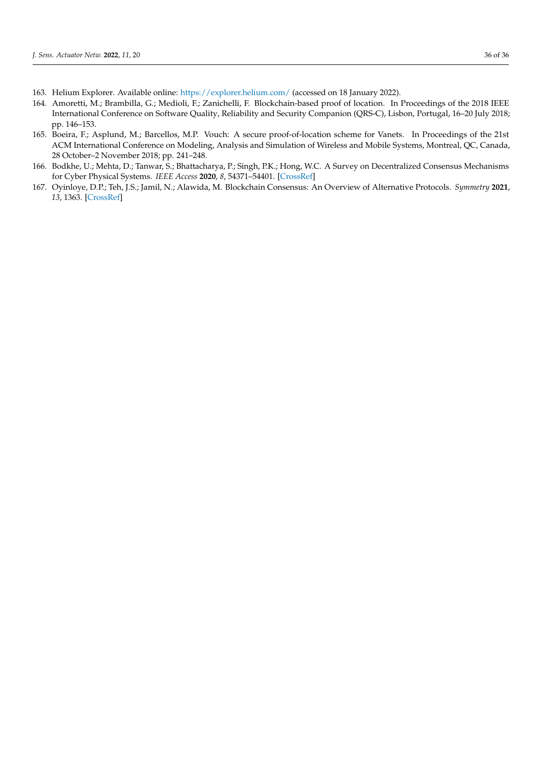163. Helium Explorer. Available online: https://explorer.helium.com/ (accessed on 18 January 2022).
164. Amoretti, M.; Brambilla, G.; Medioli, F.; Zanichelli, F. Blockchain-based proof of location. In Proceedings of the 2018 IEEE International Conference on Software Quality, Reliability and Security Companion (QRS-C), Lisbon, Portugal, 16–20 July 2018; pp. 146–153.
165. Boeira, F.; Asplund, M.; Barcellos, M.P. Vouch: A secure proof-of-location scheme for Vanets. In Proceedings of the 21st ACM International Conference on Modeling, Analysis and Simulation of Wireless and Mobile Systems, Montreal, QC, Canada, 28 October–2 November 2018; pp. 241–248.
166. Bodkhe, U.; Mehta, D.; Tanwar, S.; Bhattacharya, P.; Singh, P.K.; Hong, W.C. A Survey on Decentralized Consensus Mechanisms for Cyber Physical Systems. *IEEE Access* **2020**, *8*, 54371–54401. [CrossRef]
167. Oyinloye, D.P.; Teh, J.S.; Jamil, N.; Alawida, M. Blockchain Consensus: An Overview of Alternative Protocols. *Symmetry* **2021**, *13*, 1363. [CrossRef]